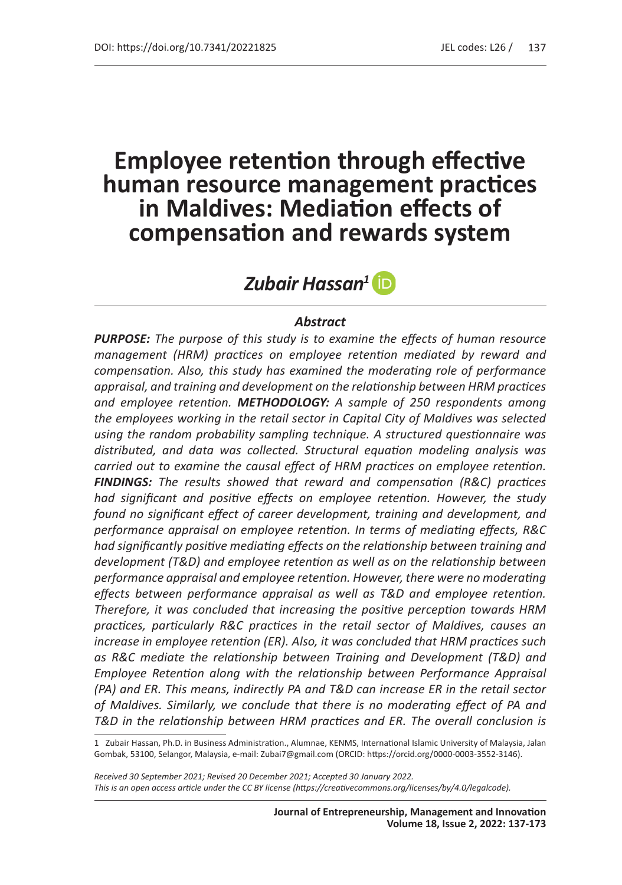# Employee retention through effective human resource management practices in Maldives: Mediation effects of compensation and rewards system

*Zubair Hassan*[1]

## *Abstract*

***PURPOSE:*** *The purpose of this study is to examine the effects of human resource management (HRM) practices on employee retention mediated by reward and compensation. Also, this study has examined the moderating role of performance appraisal, and training and development on the relationship between HRM practices and employee retention.* ***METHODOLOGY:*** *A sample of 250 respondents among the employees working in the retail sector in Capital City of Maldives was selected using the random probability sampling technique. A structured questionnaire was distributed, and data was collected. Structural equation modeling analysis was carried out to examine the causal effect of HRM practices on employee retention.* ***FINDINGS:*** *The results showed that reward and compensation (R&C) practices had significant and positive effects on employee retention. However, the study found no significant effect of career development, training and development, and performance appraisal on employee retention. In terms of mediating effects, R&C had significantly positive mediating effects on the relationship between training and development (T&D) and employee retention as well as on the relationship between performance appraisal and employee retention. However, there were no moderating effects between performance appraisal as well as T&D and employee retention. Therefore, it was concluded that increasing the positive perception towards HRM practices, particularly R&C practices in the retail sector of Maldives, causes an increase in employee retention (ER). Also, it was concluded that HRM practices such as R&C mediate the relationship between Training and Development (T&D) and Employee Retention along with the relationship between Performance Appraisal (PA) and ER. This means, indirectly PA and T&D can increase ER in the retail sector of Maldives. Similarly, we conclude that there is no moderating effect of PA and T&D in the relationship between HRM practices and ER. The overall conclusion is*

---

[1] Zubair Hassan, Ph.D. in Business Administration., Alumnae, KENMS, International Islamic University of Malaysia, Jalan Gombak, 53100, Selangor, Malaysia, e-mail: Zubai7@gmail.com (ORCID: https://orcid.org/0000-0003-3552-3146).

*Received 30 September 2021; Revised 20 December 2021; Accepted 30 January 2022.*
*This is an open access article under the CC BY license (https://creativecommons.org/licenses/by/4.0/legalcode).*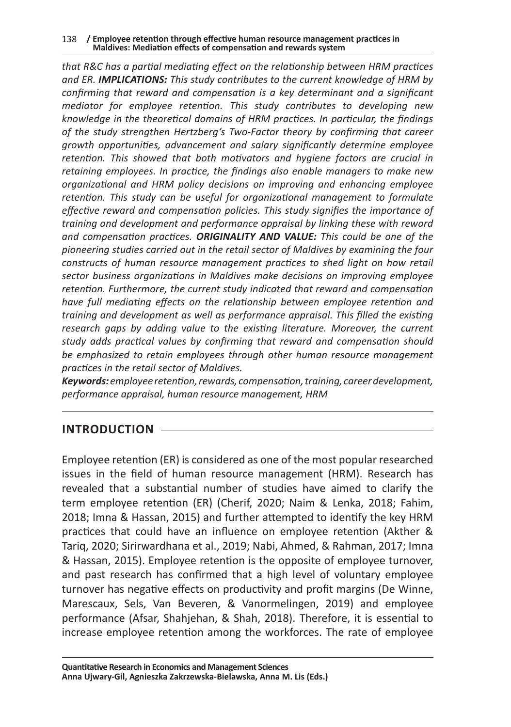*that R&C has a partial mediating effect on the relationship between HRM practices and ER.* ***IMPLICATIONS:*** *This study contributes to the current knowledge of HRM by confirming that reward and compensation is a key determinant and a significant mediator for employee retention. This study contributes to developing new knowledge in the theoretical domains of HRM practices. In particular, the findings of the study strengthen Hertzberg's Two-Factor theory by confirming that career growth opportunities, advancement and salary significantly determine employee retention. This showed that both motivators and hygiene factors are crucial in retaining employees. In practice, the findings also enable managers to make new organizational and HRM policy decisions on improving and enhancing employee retention. This study can be useful for organizational management to formulate effective reward and compensation policies. This study signifies the importance of training and development and performance appraisal by linking these with reward and compensation practices.* ***ORIGINALITY AND VALUE:*** *This could be one of the pioneering studies carried out in the retail sector of Maldives by examining the four constructs of human resource management practices to shed light on how retail sector business organizations in Maldives make decisions on improving employee retention. Furthermore, the current study indicated that reward and compensation have full mediating effects on the relationship between employee retention and training and development as well as performance appraisal. This filled the existing research gaps by adding value to the existing literature. Moreover, the current study adds practical values by confirming that reward and compensation should be emphasized to retain employees through other human resource management practices in the retail sector of Maldives.*

***Keywords:*** *employee retention, rewards, compensation, training, career development, performance appraisal, human resource management, HRM*

## INTRODUCTION

Employee retention (ER) is considered as one of the most popular researched issues in the field of human resource management (HRM). Research has revealed that a substantial number of studies have aimed to clarify the term employee retention (ER) (Cherif, 2020; Naim & Lenka, 2018; Fahim, 2018; Imna & Hassan, 2015) and further attempted to identify the key HRM practices that could have an influence on employee retention (Akther & Tariq, 2020; Sirirwardhana et al., 2019; Nabi, Ahmed, & Rahman, 2017; Imna & Hassan, 2015). Employee retention is the opposite of employee turnover, and past research has confirmed that a high level of voluntary employee turnover has negative effects on productivity and profit margins (De Winne, Marescaux, Sels, Van Beveren, & Vanormelingen, 2019) and employee performance (Afsar, Shahjehan, & Shah, 2018). Therefore, it is essential to increase employee retention among the workforces. The rate of employee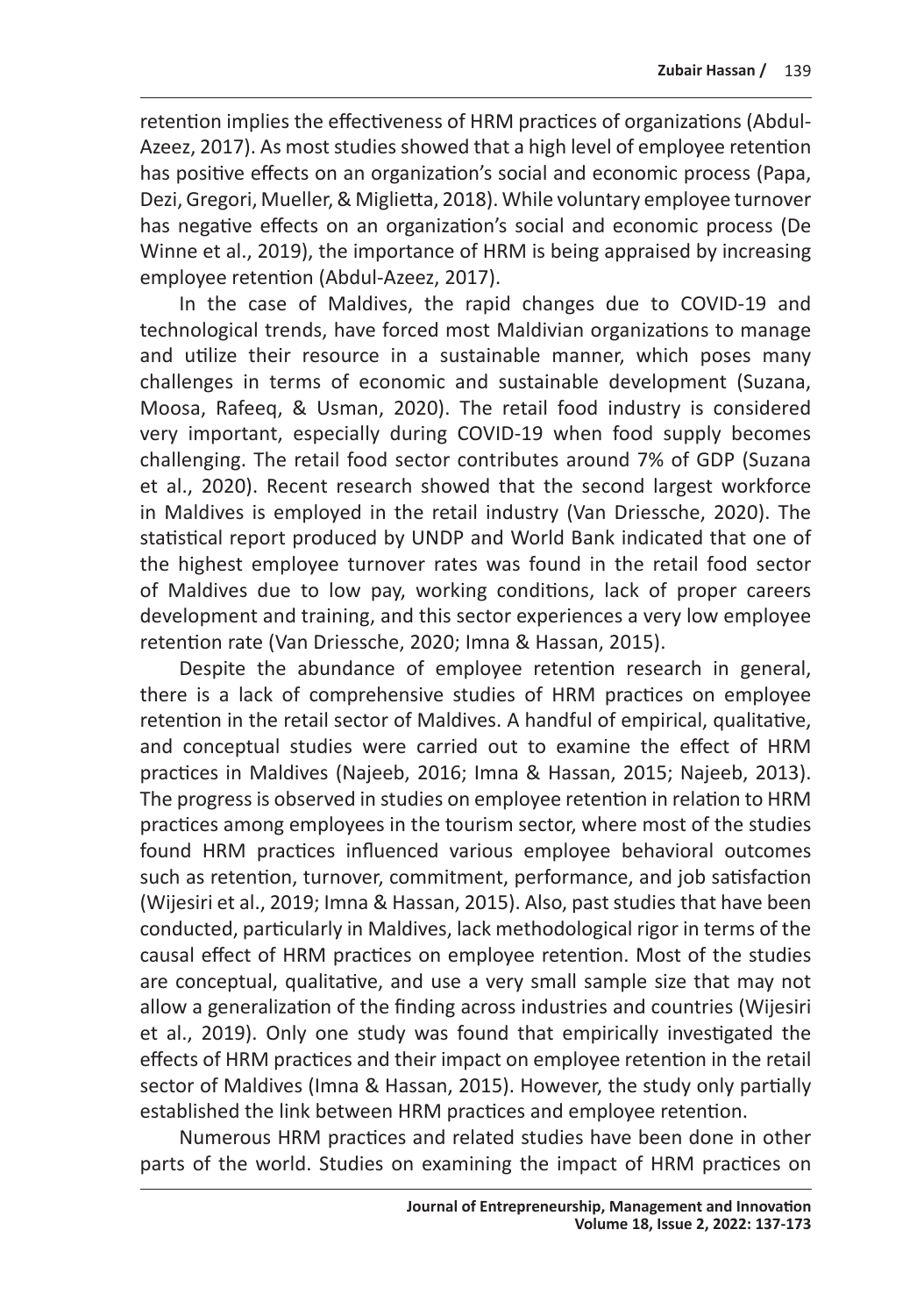retention implies the effectiveness of HRM practices of organizations (Abdul-Azeez, 2017). As most studies showed that a high level of employee retention has positive effects on an organization's social and economic process (Papa, Dezi, Gregori, Mueller, & Miglietta, 2018). While voluntary employee turnover has negative effects on an organization's social and economic process (De Winne et al., 2019), the importance of HRM is being appraised by increasing employee retention (Abdul-Azeez, 2017).

In the case of Maldives, the rapid changes due to COVID-19 and technological trends, have forced most Maldivian organizations to manage and utilize their resource in a sustainable manner, which poses many challenges in terms of economic and sustainable development (Suzana, Moosa, Rafeeq, & Usman, 2020). The retail food industry is considered very important, especially during COVID-19 when food supply becomes challenging. The retail food sector contributes around 7% of GDP (Suzana et al., 2020). Recent research showed that the second largest workforce in Maldives is employed in the retail industry (Van Driessche, 2020). The statistical report produced by UNDP and World Bank indicated that one of the highest employee turnover rates was found in the retail food sector of Maldives due to low pay, working conditions, lack of proper careers development and training, and this sector experiences a very low employee retention rate (Van Driessche, 2020; Imna & Hassan, 2015).

Despite the abundance of employee retention research in general, there is a lack of comprehensive studies of HRM practices on employee retention in the retail sector of Maldives. A handful of empirical, qualitative, and conceptual studies were carried out to examine the effect of HRM practices in Maldives (Najeeb, 2016; Imna & Hassan, 2015; Najeeb, 2013). The progress is observed in studies on employee retention in relation to HRM practices among employees in the tourism sector, where most of the studies found HRM practices influenced various employee behavioral outcomes such as retention, turnover, commitment, performance, and job satisfaction (Wijesiri et al., 2019; Imna & Hassan, 2015). Also, past studies that have been conducted, particularly in Maldives, lack methodological rigor in terms of the causal effect of HRM practices on employee retention. Most of the studies are conceptual, qualitative, and use a very small sample size that may not allow a generalization of the finding across industries and countries (Wijesiri et al., 2019). Only one study was found that empirically investigated the effects of HRM practices and their impact on employee retention in the retail sector of Maldives (Imna & Hassan, 2015). However, the study only partially established the link between HRM practices and employee retention.

Numerous HRM practices and related studies have been done in other parts of the world. Studies on examining the impact of HRM practices on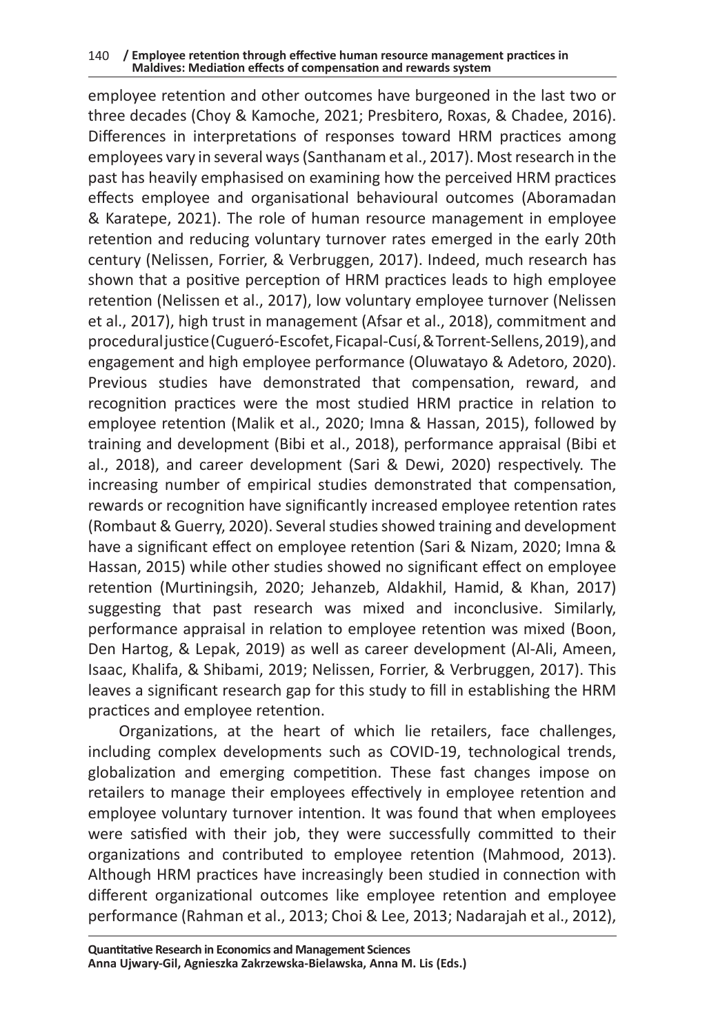employee retention and other outcomes have burgeoned in the last two or three decades (Choy & Kamoche, 2021; Presbitero, Roxas, & Chadee, 2016). Differences in interpretations of responses toward HRM practices among employees vary in several ways (Santhanam et al., 2017). Most research in the past has heavily emphasised on examining how the perceived HRM practices effects employee and organisational behavioural outcomes (Aboramadan & Karatepe, 2021). The role of human resource management in employee retention and reducing voluntary turnover rates emerged in the early 20th century (Nelissen, Forrier, & Verbruggen, 2017). Indeed, much research has shown that a positive perception of HRM practices leads to high employee retention (Nelissen et al., 2017), low voluntary employee turnover (Nelissen et al., 2017), high trust in management (Afsar et al., 2018), commitment and procedural justice (Cugueró-Escofet, Ficapal-Cusí, & Torrent-Sellens, 2019), and engagement and high employee performance (Oluwatayo & Adetoro, 2020). Previous studies have demonstrated that compensation, reward, and recognition practices were the most studied HRM practice in relation to employee retention (Malik et al., 2020; Imna & Hassan, 2015), followed by training and development (Bibi et al., 2018), performance appraisal (Bibi et al., 2018), and career development (Sari & Dewi, 2020) respectively. The increasing number of empirical studies demonstrated that compensation, rewards or recognition have significantly increased employee retention rates (Rombaut & Guerry, 2020). Several studies showed training and development have a significant effect on employee retention (Sari & Nizam, 2020; Imna & Hassan, 2015) while other studies showed no significant effect on employee retention (Murtiningsih, 2020; Jehanzeb, Aldakhil, Hamid, & Khan, 2017) suggesting that past research was mixed and inconclusive. Similarly, performance appraisal in relation to employee retention was mixed (Boon, Den Hartog, & Lepak, 2019) as well as career development (Al-Ali, Ameen, Isaac, Khalifa, & Shibami, 2019; Nelissen, Forrier, & Verbruggen, 2017). This leaves a significant research gap for this study to fill in establishing the HRM practices and employee retention.

Organizations, at the heart of which lie retailers, face challenges, including complex developments such as COVID-19, technological trends, globalization and emerging competition. These fast changes impose on retailers to manage their employees effectively in employee retention and employee voluntary turnover intention. It was found that when employees were satisfied with their job, they were successfully committed to their organizations and contributed to employee retention (Mahmood, 2013). Although HRM practices have increasingly been studied in connection with different organizational outcomes like employee retention and employee performance (Rahman et al., 2013; Choi & Lee, 2013; Nadarajah et al., 2012),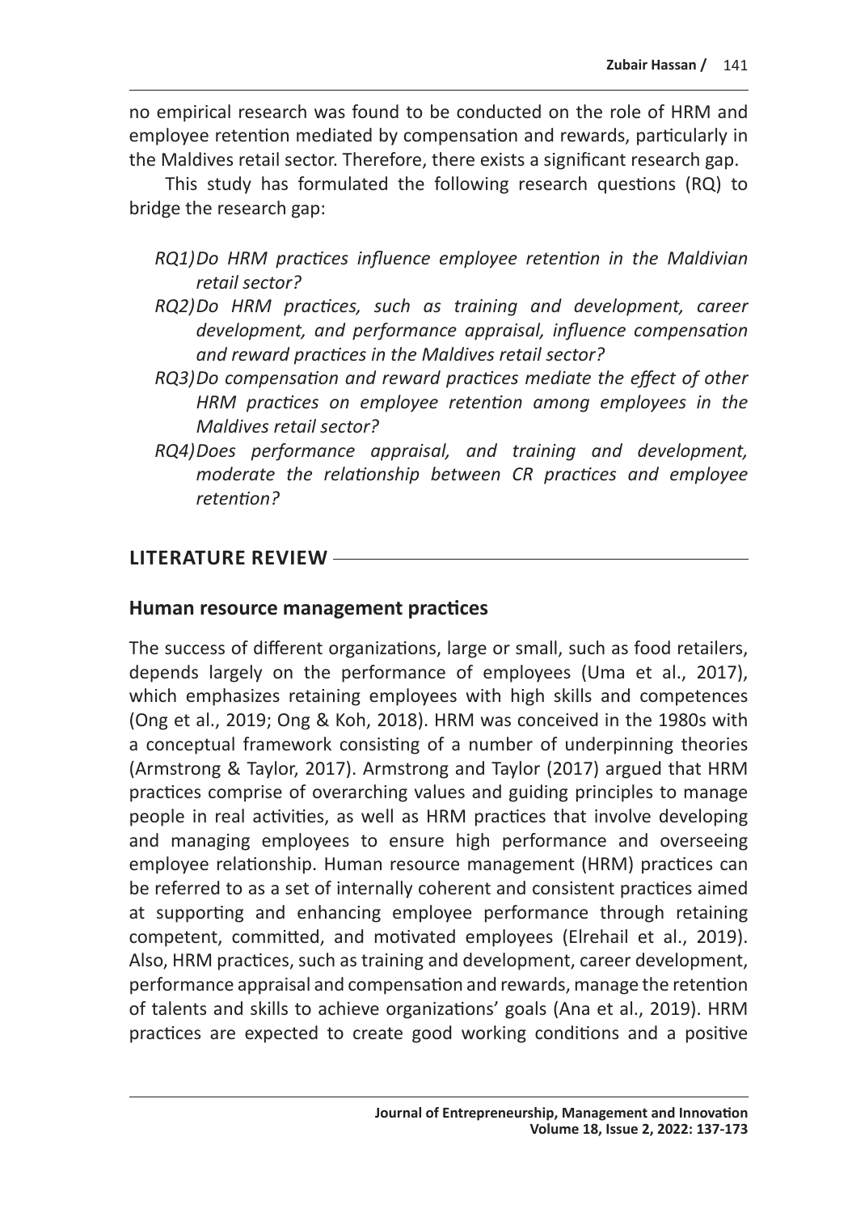no empirical research was found to be conducted on the role of HRM and employee retention mediated by compensation and rewards, particularly in the Maldives retail sector. Therefore, there exists a significant research gap.

This study has formulated the following research questions (RQ) to bridge the research gap:

- *RQ1) Do HRM practices influence employee retention in the Maldivian retail sector?*
- *RQ2) Do HRM practices, such as training and development, career development, and performance appraisal, influence compensation and reward practices in the Maldives retail sector?*
- *RQ3) Do compensation and reward practices mediate the effect of other HRM practices on employee retention among employees in the Maldives retail sector?*
- *RQ4) Does performance appraisal, and training and development, moderate the relationship between CR practices and employee retention?*

## LITERATURE REVIEW

### Human resource management practices

The success of different organizations, large or small, such as food retailers, depends largely on the performance of employees (Uma et al., 2017), which emphasizes retaining employees with high skills and competences (Ong et al., 2019; Ong & Koh, 2018). HRM was conceived in the 1980s with a conceptual framework consisting of a number of underpinning theories (Armstrong & Taylor, 2017). Armstrong and Taylor (2017) argued that HRM practices comprise of overarching values and guiding principles to manage people in real activities, as well as HRM practices that involve developing and managing employees to ensure high performance and overseeing employee relationship. Human resource management (HRM) practices can be referred to as a set of internally coherent and consistent practices aimed at supporting and enhancing employee performance through retaining competent, committed, and motivated employees (Elrehail et al., 2019). Also, HRM practices, such as training and development, career development, performance appraisal and compensation and rewards, manage the retention of talents and skills to achieve organizations' goals (Ana et al., 2019). HRM practices are expected to create good working conditions and a positive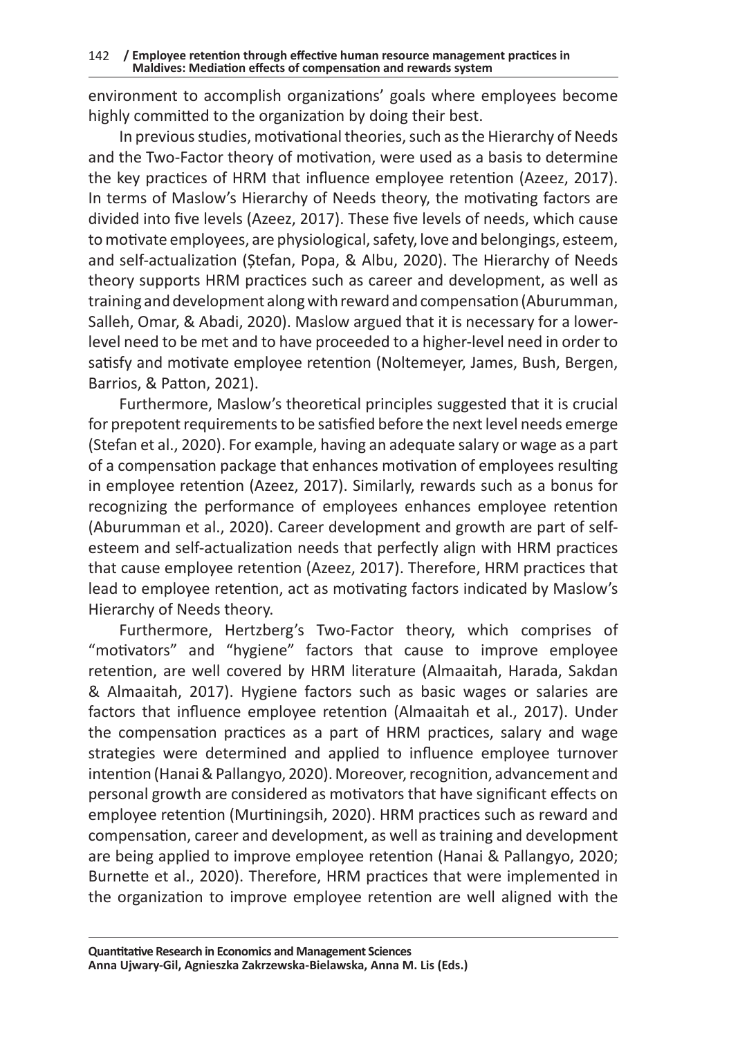environment to accomplish organizations' goals where employees become highly committed to the organization by doing their best.

In previous studies, motivational theories, such as the Hierarchy of Needs and the Two-Factor theory of motivation, were used as a basis to determine the key practices of HRM that influence employee retention (Azeez, 2017). In terms of Maslow's Hierarchy of Needs theory, the motivating factors are divided into five levels (Azeez, 2017). These five levels of needs, which cause to motivate employees, are physiological, safety, love and belongings, esteem, and self-actualization (Ştefan, Popa, & Albu, 2020). The Hierarchy of Needs theory supports HRM practices such as career and development, as well as training and development along with reward and compensation (Aburumman, Salleh, Omar, & Abadi, 2020). Maslow argued that it is necessary for a lower-level need to be met and to have proceeded to a higher-level need in order to satisfy and motivate employee retention (Noltemeyer, James, Bush, Bergen, Barrios, & Patton, 2021).

Furthermore, Maslow's theoretical principles suggested that it is crucial for prepotent requirements to be satisfied before the next level needs emerge (Stefan et al., 2020). For example, having an adequate salary or wage as a part of a compensation package that enhances motivation of employees resulting in employee retention (Azeez, 2017). Similarly, rewards such as a bonus for recognizing the performance of employees enhances employee retention (Aburumman et al., 2020). Career development and growth are part of self-esteem and self-actualization needs that perfectly align with HRM practices that cause employee retention (Azeez, 2017). Therefore, HRM practices that lead to employee retention, act as motivating factors indicated by Maslow's Hierarchy of Needs theory.

Furthermore, Hertzberg's Two-Factor theory, which comprises of "motivators" and "hygiene" factors that cause to improve employee retention, are well covered by HRM literature (Almaaitah, Harada, Sakdan & Almaaitah, 2017). Hygiene factors such as basic wages or salaries are factors that influence employee retention (Almaaitah et al., 2017). Under the compensation practices as a part of HRM practices, salary and wage strategies were determined and applied to influence employee turnover intention (Hanai & Pallangyo, 2020). Moreover, recognition, advancement and personal growth are considered as motivators that have significant effects on employee retention (Murtiningsih, 2020). HRM practices such as reward and compensation, career and development, as well as training and development are being applied to improve employee retention (Hanai & Pallangyo, 2020; Burnette et al., 2020). Therefore, HRM practices that were implemented in the organization to improve employee retention are well aligned with the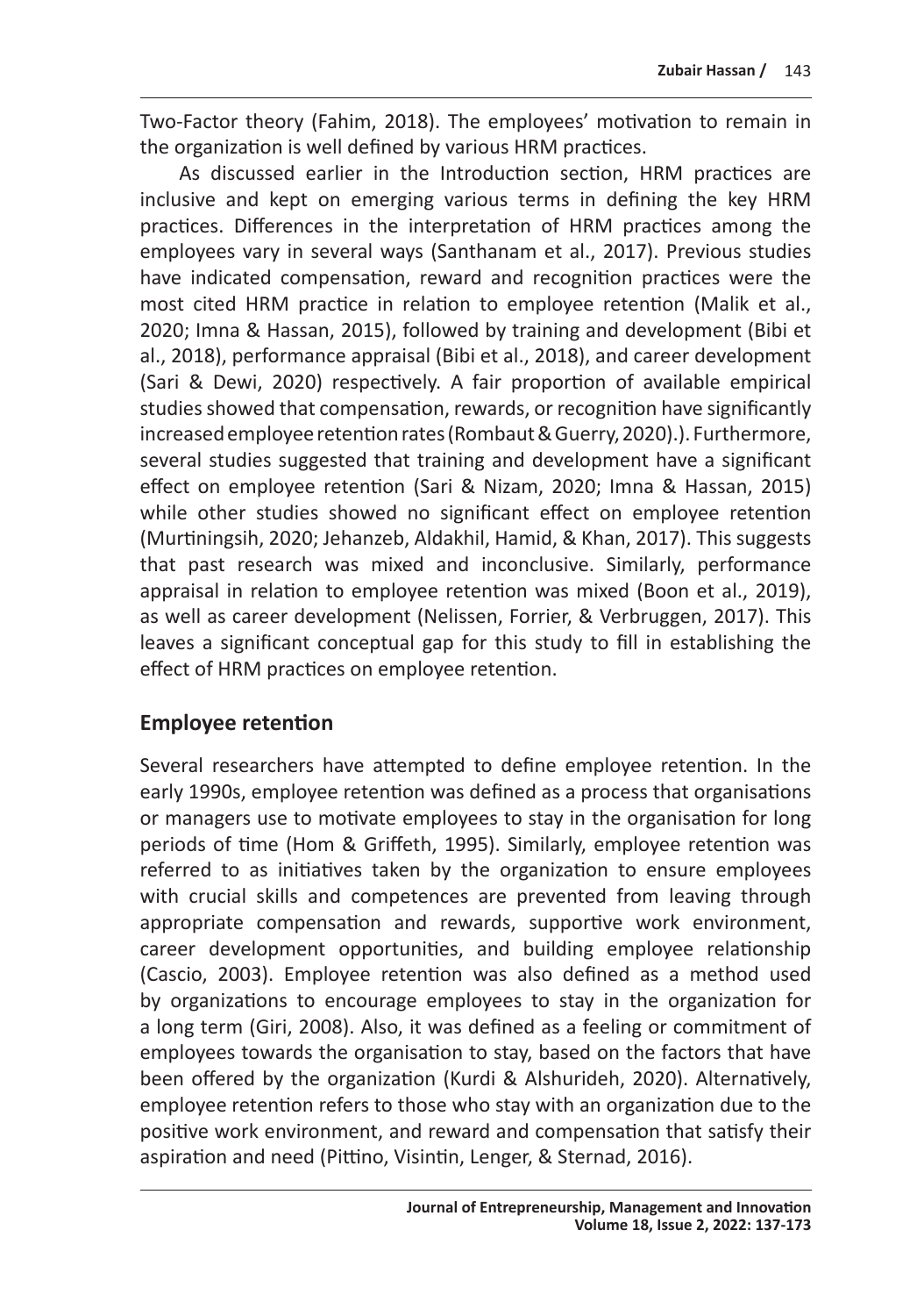Two-Factor theory (Fahim, 2018). The employees' motivation to remain in the organization is well defined by various HRM practices.

As discussed earlier in the Introduction section, HRM practices are inclusive and kept on emerging various terms in defining the key HRM practices. Differences in the interpretation of HRM practices among the employees vary in several ways (Santhanam et al., 2017). Previous studies have indicated compensation, reward and recognition practices were the most cited HRM practice in relation to employee retention (Malik et al., 2020; Imna & Hassan, 2015), followed by training and development (Bibi et al., 2018), performance appraisal (Bibi et al., 2018), and career development (Sari & Dewi, 2020) respectively. A fair proportion of available empirical studies showed that compensation, rewards, or recognition have significantly increased employee retention rates (Rombaut & Guerry, 2020).). Furthermore, several studies suggested that training and development have a significant effect on employee retention (Sari & Nizam, 2020; Imna & Hassan, 2015) while other studies showed no significant effect on employee retention (Murtiningsih, 2020; Jehanzeb, Aldakhil, Hamid, & Khan, 2017). This suggests that past research was mixed and inconclusive. Similarly, performance appraisal in relation to employee retention was mixed (Boon et al., 2019), as well as career development (Nelissen, Forrier, & Verbruggen, 2017). This leaves a significant conceptual gap for this study to fill in establishing the effect of HRM practices on employee retention.

## Employee retention

Several researchers have attempted to define employee retention. In the early 1990s, employee retention was defined as a process that organisations or managers use to motivate employees to stay in the organisation for long periods of time (Hom & Griffeth, 1995). Similarly, employee retention was referred to as initiatives taken by the organization to ensure employees with crucial skills and competences are prevented from leaving through appropriate compensation and rewards, supportive work environment, career development opportunities, and building employee relationship (Cascio, 2003). Employee retention was also defined as a method used by organizations to encourage employees to stay in the organization for a long term (Giri, 2008). Also, it was defined as a feeling or commitment of employees towards the organisation to stay, based on the factors that have been offered by the organization (Kurdi & Alshurideh, 2020). Alternatively, employee retention refers to those who stay with an organization due to the positive work environment, and reward and compensation that satisfy their aspiration and need (Pittino, Visintin, Lenger, & Sternad, 2016).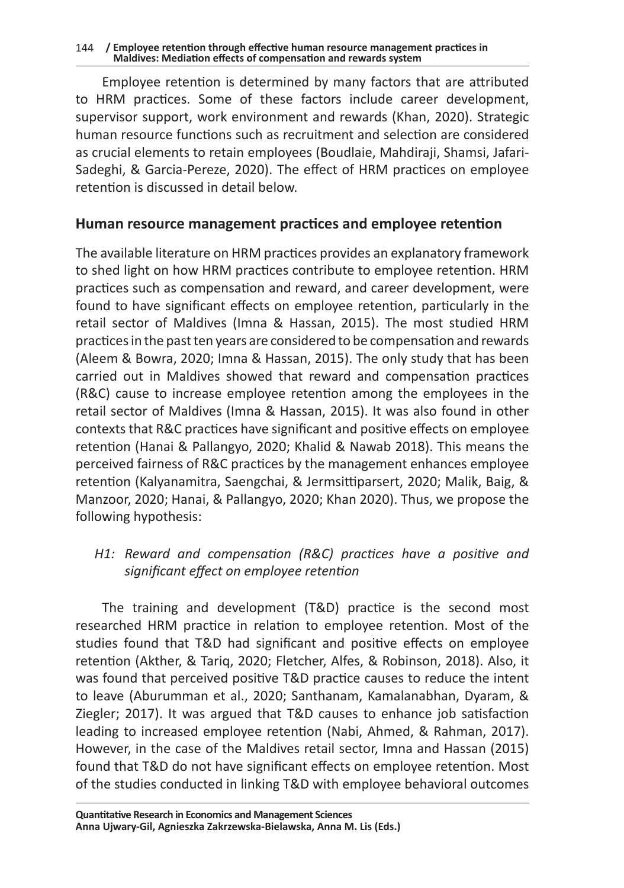Employee retention is determined by many factors that are attributed to HRM practices. Some of these factors include career development, supervisor support, work environment and rewards (Khan, 2020). Strategic human resource functions such as recruitment and selection are considered as crucial elements to retain employees (Boudlaie, Mahdiraji, Shamsi, Jafari-Sadeghi, & Garcia-Pereze, 2020). The effect of HRM practices on employee retention is discussed in detail below.

## Human resource management practices and employee retention

The available literature on HRM practices provides an explanatory framework to shed light on how HRM practices contribute to employee retention. HRM practices such as compensation and reward, and career development, were found to have significant effects on employee retention, particularly in the retail sector of Maldives (Imna & Hassan, 2015). The most studied HRM practices in the past ten years are considered to be compensation and rewards (Aleem & Bowra, 2020; Imna & Hassan, 2015). The only study that has been carried out in Maldives showed that reward and compensation practices (R&C) cause to increase employee retention among the employees in the retail sector of Maldives (Imna & Hassan, 2015). It was also found in other contexts that R&C practices have significant and positive effects on employee retention (Hanai & Pallangyo, 2020; Khalid & Nawab 2018). This means the perceived fairness of R&C practices by the management enhances employee retention (Kalyanamitra, Saengchai, & Jermsittiparsert, 2020; Malik, Baig, & Manzoor, 2020; Hanai, & Pallangyo, 2020; Khan 2020). Thus, we propose the following hypothesis:

*H1: Reward and compensation (R&C) practices have a positive and significant effect on employee retention*

The training and development (T&D) practice is the second most researched HRM practice in relation to employee retention. Most of the studies found that T&D had significant and positive effects on employee retention (Akther, & Tariq, 2020; Fletcher, Alfes, & Robinson, 2018). Also, it was found that perceived positive T&D practice causes to reduce the intent to leave (Aburumman et al., 2020; Santhanam, Kamalanabhan, Dyaram, & Ziegler; 2017). It was argued that T&D causes to enhance job satisfaction leading to increased employee retention (Nabi, Ahmed, & Rahman, 2017). However, in the case of the Maldives retail sector, Imna and Hassan (2015) found that T&D do not have significant effects on employee retention. Most of the studies conducted in linking T&D with employee behavioral outcomes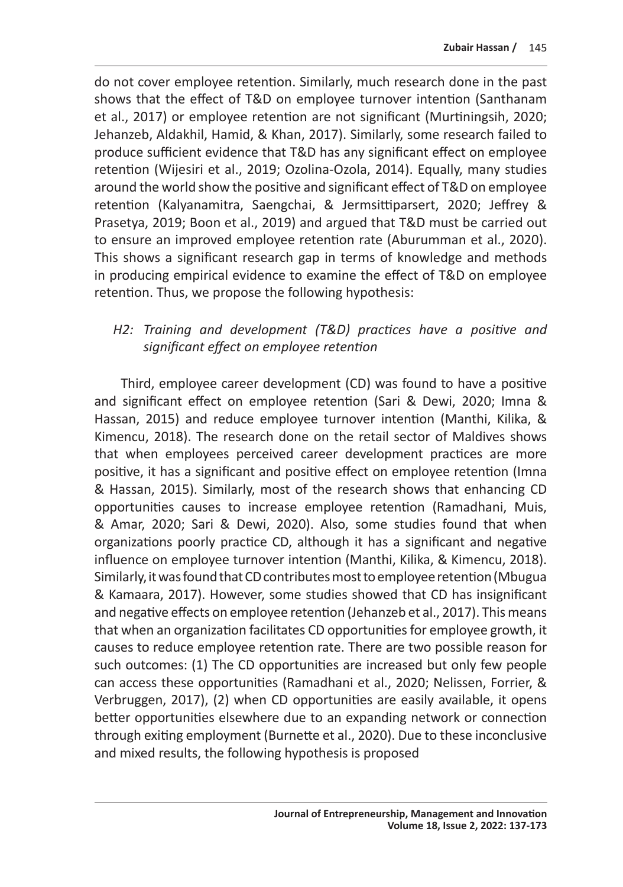do not cover employee retention. Similarly, much research done in the past shows that the effect of T&D on employee turnover intention (Santhanam et al., 2017) or employee retention are not significant (Murtiningsih, 2020; Jehanzeb, Aldakhil, Hamid, & Khan, 2017). Similarly, some research failed to produce sufficient evidence that T&D has any significant effect on employee retention (Wijesiri et al., 2019; Ozolina-Ozola, 2014). Equally, many studies around the world show the positive and significant effect of T&D on employee retention (Kalyanamitra, Saengchai, & Jermsittiparsert, 2020; Jeffrey & Prasetya, 2019; Boon et al., 2019) and argued that T&D must be carried out to ensure an improved employee retention rate (Aburumman et al., 2020). This shows a significant research gap in terms of knowledge and methods in producing empirical evidence to examine the effect of T&D on employee retention. Thus, we propose the following hypothesis:

*H2: Training and development (T&D) practices have a positive and significant effect on employee retention*

Third, employee career development (CD) was found to have a positive and significant effect on employee retention (Sari & Dewi, 2020; Imna & Hassan, 2015) and reduce employee turnover intention (Manthi, Kilika, & Kimencu, 2018). The research done on the retail sector of Maldives shows that when employees perceived career development practices are more positive, it has a significant and positive effect on employee retention (Imna & Hassan, 2015). Similarly, most of the research shows that enhancing CD opportunities causes to increase employee retention (Ramadhani, Muis, & Amar, 2020; Sari & Dewi, 2020). Also, some studies found that when organizations poorly practice CD, although it has a significant and negative influence on employee turnover intention (Manthi, Kilika, & Kimencu, 2018). Similarly, it was found that CD contributes most to employee retention (Mbugua & Kamaara, 2017). However, some studies showed that CD has insignificant and negative effects on employee retention (Jehanzeb et al., 2017). This means that when an organization facilitates CD opportunities for employee growth, it causes to reduce employee retention rate. There are two possible reason for such outcomes: (1) The CD opportunities are increased but only few people can access these opportunities (Ramadhani et al., 2020; Nelissen, Forrier, & Verbruggen, 2017), (2) when CD opportunities are easily available, it opens better opportunities elsewhere due to an expanding network or connection through exiting employment (Burnette et al., 2020). Due to these inconclusive and mixed results, the following hypothesis is proposed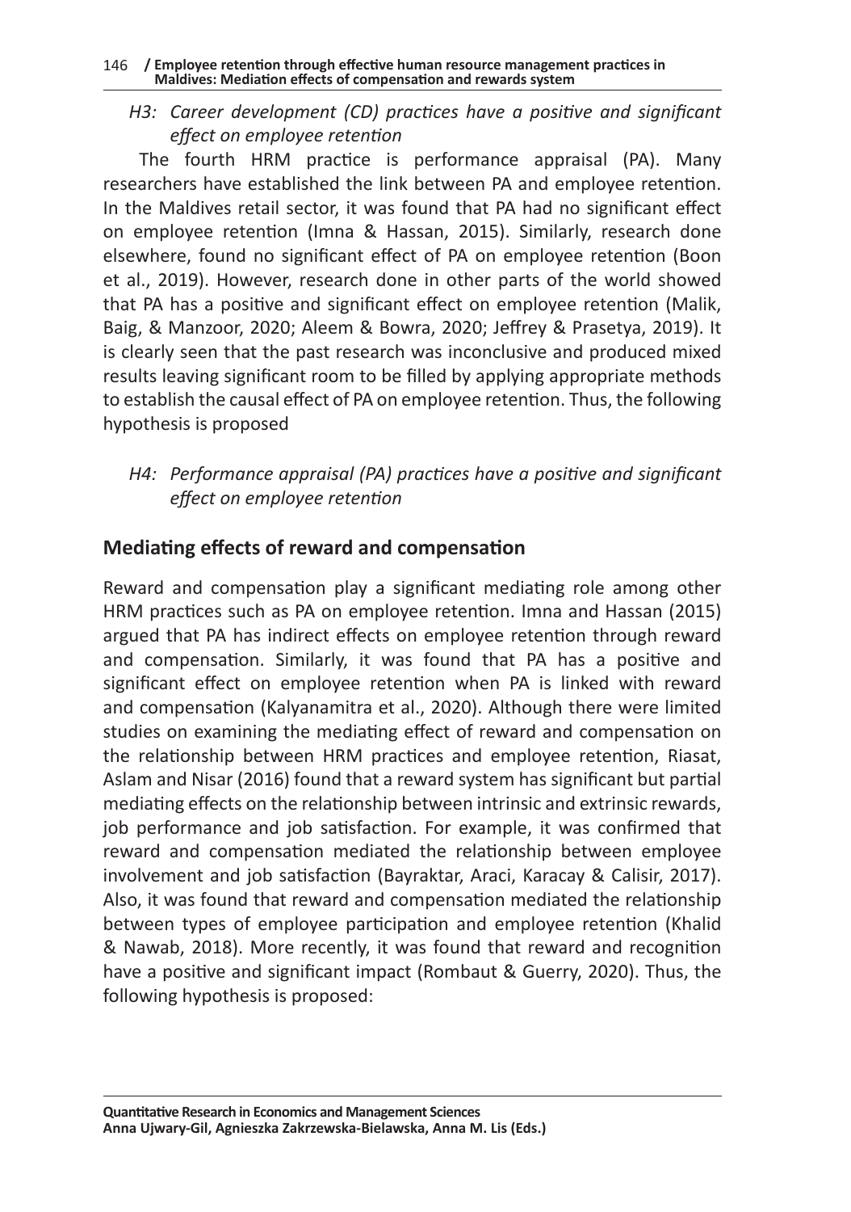*H3: Career development (CD) practices have a positive and significant effect on employee retention*

The fourth HRM practice is performance appraisal (PA). Many researchers have established the link between PA and employee retention. In the Maldives retail sector, it was found that PA had no significant effect on employee retention (Imna & Hassan, 2015). Similarly, research done elsewhere, found no significant effect of PA on employee retention (Boon et al., 2019). However, research done in other parts of the world showed that PA has a positive and significant effect on employee retention (Malik, Baig, & Manzoor, 2020; Aleem & Bowra, 2020; Jeffrey & Prasetya, 2019). It is clearly seen that the past research was inconclusive and produced mixed results leaving significant room to be filled by applying appropriate methods to establish the causal effect of PA on employee retention. Thus, the following hypothesis is proposed

*H4: Performance appraisal (PA) practices have a positive and significant effect on employee retention*

## Mediating effects of reward and compensation

Reward and compensation play a significant mediating role among other HRM practices such as PA on employee retention. Imna and Hassan (2015) argued that PA has indirect effects on employee retention through reward and compensation. Similarly, it was found that PA has a positive and significant effect on employee retention when PA is linked with reward and compensation (Kalyanamitra et al., 2020). Although there were limited studies on examining the mediating effect of reward and compensation on the relationship between HRM practices and employee retention, Riasat, Aslam and Nisar (2016) found that a reward system has significant but partial mediating effects on the relationship between intrinsic and extrinsic rewards, job performance and job satisfaction. For example, it was confirmed that reward and compensation mediated the relationship between employee involvement and job satisfaction (Bayraktar, Araci, Karacay & Calisir, 2017). Also, it was found that reward and compensation mediated the relationship between types of employee participation and employee retention (Khalid & Nawab, 2018). More recently, it was found that reward and recognition have a positive and significant impact (Rombaut & Guerry, 2020). Thus, the following hypothesis is proposed: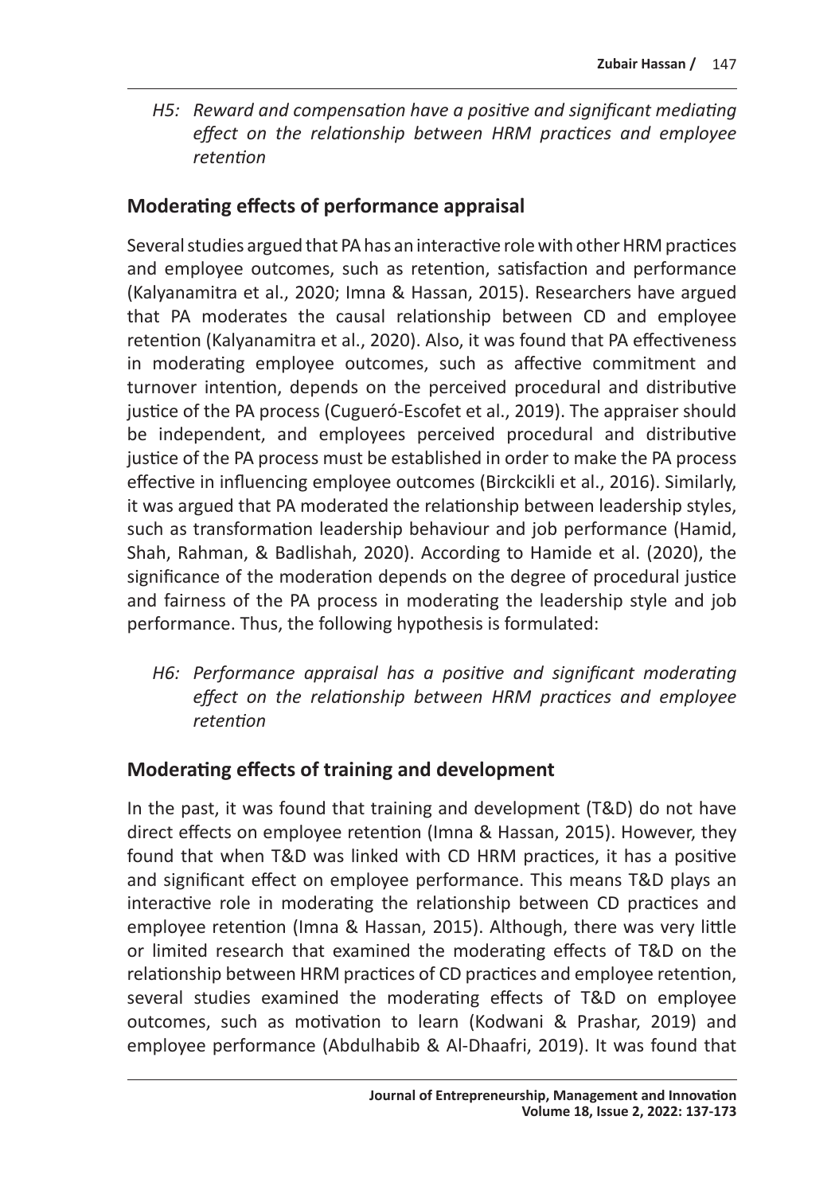*H5: Reward and compensation have a positive and significant mediating effect on the relationship between HRM practices and employee retention*

## Moderating effects of performance appraisal

Several studies argued that PA has an interactive role with other HRM practices and employee outcomes, such as retention, satisfaction and performance (Kalyanamitra et al., 2020; Imna & Hassan, 2015). Researchers have argued that PA moderates the causal relationship between CD and employee retention (Kalyanamitra et al., 2020). Also, it was found that PA effectiveness in moderating employee outcomes, such as affective commitment and turnover intention, depends on the perceived procedural and distributive justice of the PA process (Cugueró-Escofet et al., 2019). The appraiser should be independent, and employees perceived procedural and distributive justice of the PA process must be established in order to make the PA process effective in influencing employee outcomes (Birckcikli et al., 2016). Similarly, it was argued that PA moderated the relationship between leadership styles, such as transformation leadership behaviour and job performance (Hamid, Shah, Rahman, & Badlishah, 2020). According to Hamide et al. (2020), the significance of the moderation depends on the degree of procedural justice and fairness of the PA process in moderating the leadership style and job performance. Thus, the following hypothesis is formulated:

*H6: Performance appraisal has a positive and significant moderating effect on the relationship between HRM practices and employee retention*

## Moderating effects of training and development

In the past, it was found that training and development (T&D) do not have direct effects on employee retention (Imna & Hassan, 2015). However, they found that when T&D was linked with CD HRM practices, it has a positive and significant effect on employee performance. This means T&D plays an interactive role in moderating the relationship between CD practices and employee retention (Imna & Hassan, 2015). Although, there was very little or limited research that examined the moderating effects of T&D on the relationship between HRM practices of CD practices and employee retention, several studies examined the moderating effects of T&D on employee outcomes, such as motivation to learn (Kodwani & Prashar, 2019) and employee performance (Abdulhabib & Al-Dhaafri, 2019). It was found that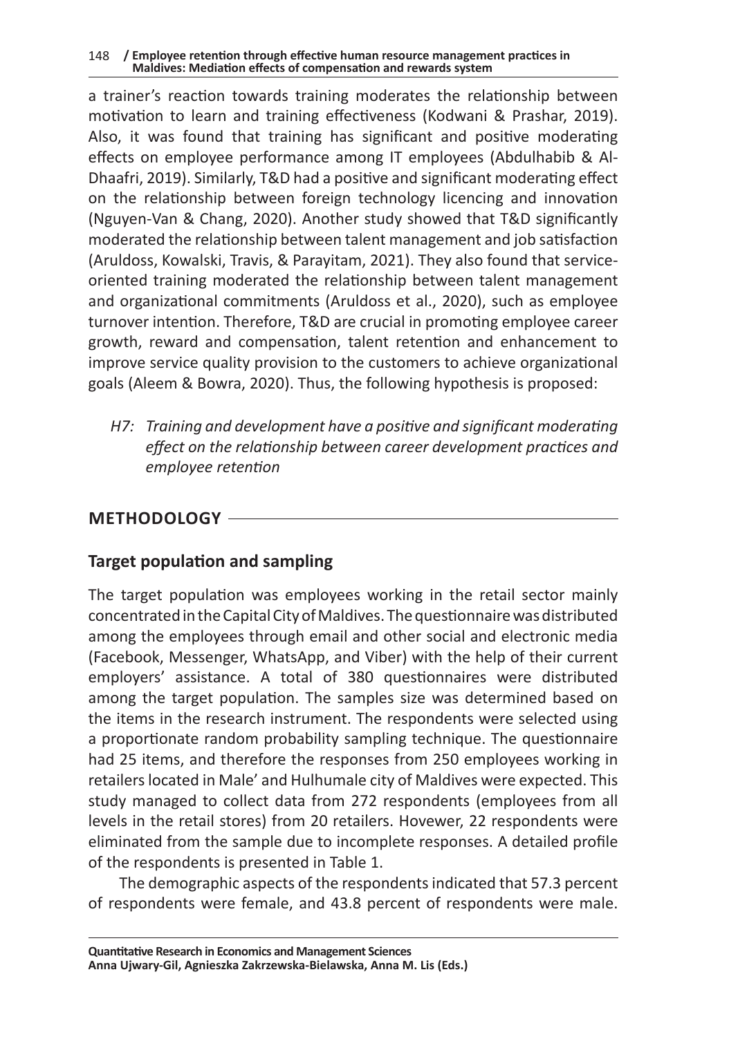a trainer's reaction towards training moderates the relationship between motivation to learn and training effectiveness (Kodwani & Prashar, 2019). Also, it was found that training has significant and positive moderating effects on employee performance among IT employees (Abdulhabib & Al-Dhaafri, 2019). Similarly, T&D had a positive and significant moderating effect on the relationship between foreign technology licencing and innovation (Nguyen-Van & Chang, 2020). Another study showed that T&D significantly moderated the relationship between talent management and job satisfaction (Aruldoss, Kowalski, Travis, & Parayitam, 2021). They also found that service-oriented training moderated the relationship between talent management and organizational commitments (Aruldoss et al., 2020), such as employee turnover intention. Therefore, T&D are crucial in promoting employee career growth, reward and compensation, talent retention and enhancement to improve service quality provision to the customers to achieve organizational goals (Aleem & Bowra, 2020). Thus, the following hypothesis is proposed:

> *H7: Training and development have a positive and significant moderating effect on the relationship between career development practices and employee retention*

## METHODOLOGY

### Target population and sampling

The target population was employees working in the retail sector mainly concentrated in the Capital City of Maldives. The questionnaire was distributed among the employees through email and other social and electronic media (Facebook, Messenger, WhatsApp, and Viber) with the help of their current employers' assistance. A total of 380 questionnaires were distributed among the target population. The samples size was determined based on the items in the research instrument. The respondents were selected using a proportionate random probability sampling technique. The questionnaire had 25 items, and therefore the responses from 250 employees working in retailers located in Male' and Hulhumale city of Maldives were expected. This study managed to collect data from 272 respondents (employees from all levels in the retail stores) from 20 retailers. Hovewer, 22 respondents were eliminated from the sample due to incomplete responses. A detailed profile of the respondents is presented in Table 1.

The demographic aspects of the respondents indicated that 57.3 percent of respondents were female, and 43.8 percent of respondents were male.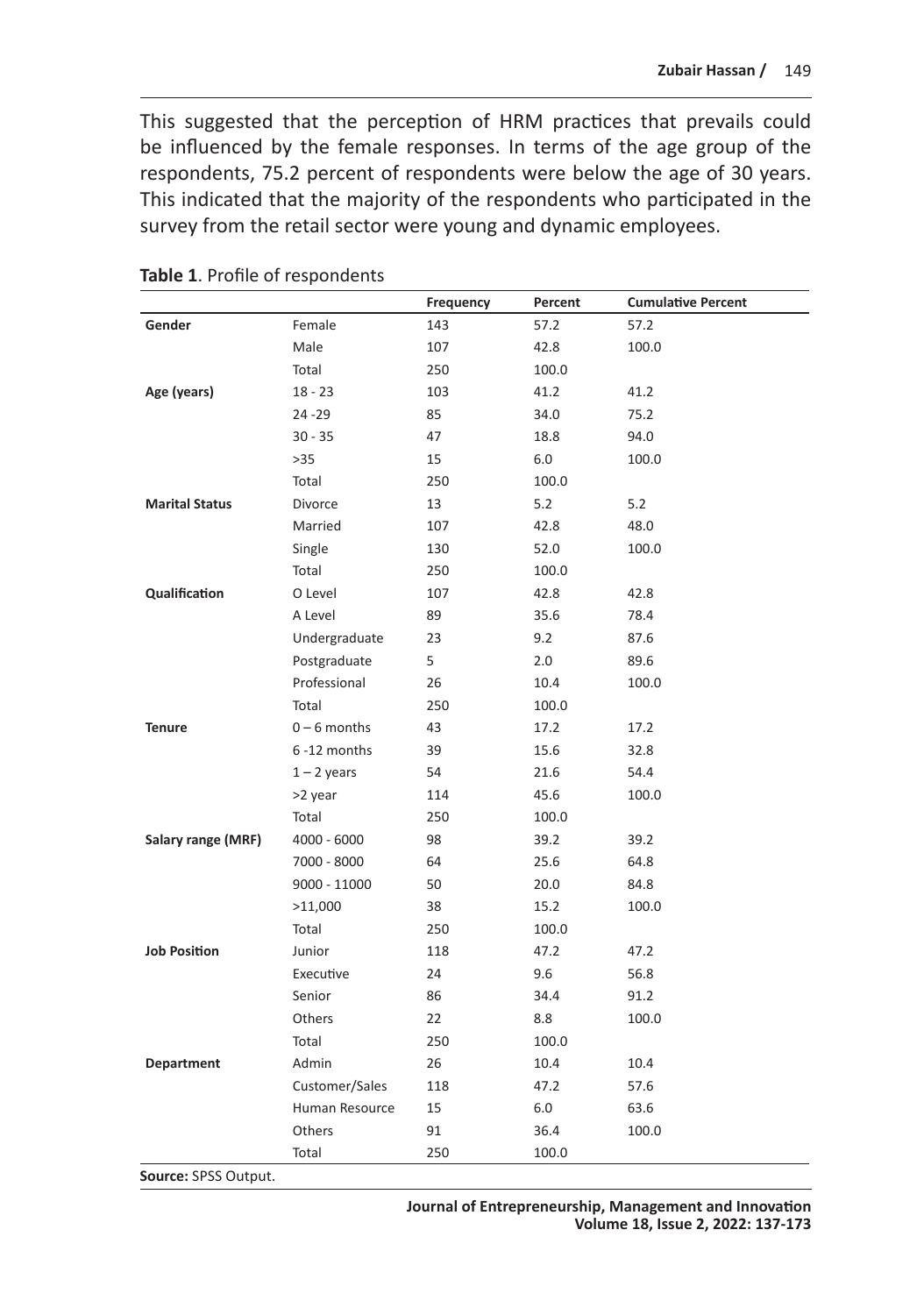This suggested that the perception of HRM practices that prevails could be influenced by the female responses. In terms of the age group of the respondents, 75.2 percent of respondents were below the age of 30 years. This indicated that the majority of the respondents who participated in the survey from the retail sector were young and dynamic employees.

**Table 1**. Profile of respondents

| | | Frequency | Percent | Cumulative Percent |
|---|---|---|---|---|
| **Gender** | Female | 143 | 57.2 | 57.2 |
| | Male | 107 | 42.8 | 100.0 |
| | Total | 250 | 100.0 | |
| **Age (years)** | 18 - 23 | 103 | 41.2 | 41.2 |
| | 24 -29 | 85 | 34.0 | 75.2 |
| | 30 - 35 | 47 | 18.8 | 94.0 |
| | >35 | 15 | 6.0 | 100.0 |
| | Total | 250 | 100.0 | |
| **Marital Status** | Divorce | 13 | 5.2 | 5.2 |
| | Married | 107 | 42.8 | 48.0 |
| | Single | 130 | 52.0 | 100.0 |
| | Total | 250 | 100.0 | |
| **Qualification** | O Level | 107 | 42.8 | 42.8 |
| | A Level | 89 | 35.6 | 78.4 |
| | Undergraduate | 23 | 9.2 | 87.6 |
| | Postgraduate | 5 | 2.0 | 89.6 |
| | Professional | 26 | 10.4 | 100.0 |
| | Total | 250 | 100.0 | |
| **Tenure** | 0 – 6 months | 43 | 17.2 | 17.2 |
| | 6 -12 months | 39 | 15.6 | 32.8 |
| | 1 – 2 years | 54 | 21.6 | 54.4 |
| | >2 year | 114 | 45.6 | 100.0 |
| | Total | 250 | 100.0 | |
| **Salary range (MRF)** | 4000 - 6000 | 98 | 39.2 | 39.2 |
| | 7000 - 8000 | 64 | 25.6 | 64.8 |
| | 9000 - 11000 | 50 | 20.0 | 84.8 |
| | >11,000 | 38 | 15.2 | 100.0 |
| | Total | 250 | 100.0 | |
| **Job Position** | Junior | 118 | 47.2 | 47.2 |
| | Executive | 24 | 9.6 | 56.8 |
| | Senior | 86 | 34.4 | 91.2 |
| | Others | 22 | 8.8 | 100.0 |
| | Total | 250 | 100.0 | |
| **Department** | Admin | 26 | 10.4 | 10.4 |
| | Customer/Sales | 118 | 47.2 | 57.6 |
| | Human Resource | 15 | 6.0 | 63.6 |
| | Others | 91 | 36.4 | 100.0 |
| | Total | 250 | 100.0 | |

**Source:** SPSS Output.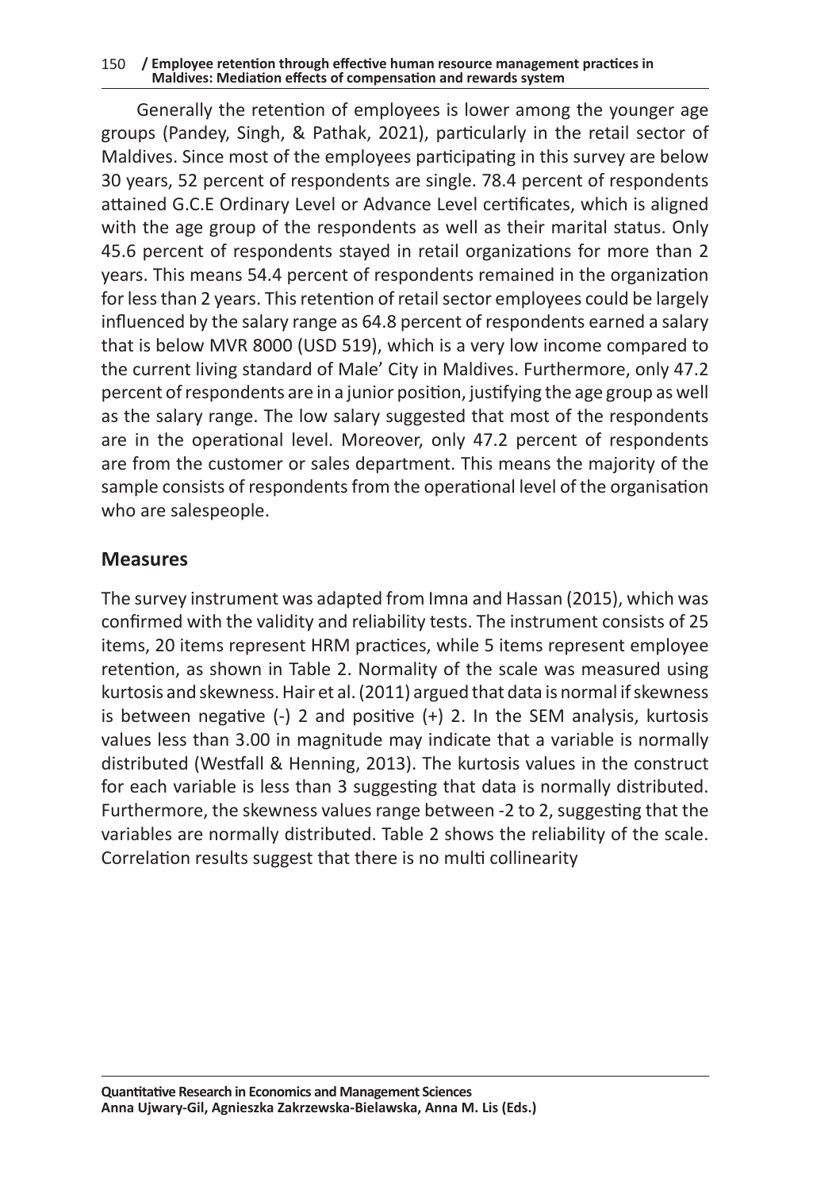Generally the retention of employees is lower among the younger age groups (Pandey, Singh, & Pathak, 2021), particularly in the retail sector of Maldives. Since most of the employees participating in this survey are below 30 years, 52 percent of respondents are single. 78.4 percent of respondents attained G.C.E Ordinary Level or Advance Level certificates, which is aligned with the age group of the respondents as well as their marital status. Only 45.6 percent of respondents stayed in retail organizations for more than 2 years. This means 54.4 percent of respondents remained in the organization for less than 2 years. This retention of retail sector employees could be largely influenced by the salary range as 64.8 percent of respondents earned a salary that is below MVR 8000 (USD 519), which is a very low income compared to the current living standard of Male' City in Maldives. Furthermore, only 47.2 percent of respondents are in a junior position, justifying the age group as well as the salary range. The low salary suggested that most of the respondents are in the operational level. Moreover, only 47.2 percent of respondents are from the customer or sales department. This means the majority of the sample consists of respondents from the operational level of the organisation who are salespeople.

## Measures

The survey instrument was adapted from Imna and Hassan (2015), which was confirmed with the validity and reliability tests. The instrument consists of 25 items, 20 items represent HRM practices, while 5 items represent employee retention, as shown in Table 2. Normality of the scale was measured using kurtosis and skewness. Hair et al. (2011) argued that data is normal if skewness is between negative (-) 2 and positive (+) 2. In the SEM analysis, kurtosis values less than 3.00 in magnitude may indicate that a variable is normally distributed (Westfall & Henning, 2013). The kurtosis values in the construct for each variable is less than 3 suggesting that data is normally distributed. Furthermore, the skewness values range between -2 to 2, suggesting that the variables are normally distributed. Table 2 shows the reliability of the scale. Correlation results suggest that there is no multi collinearity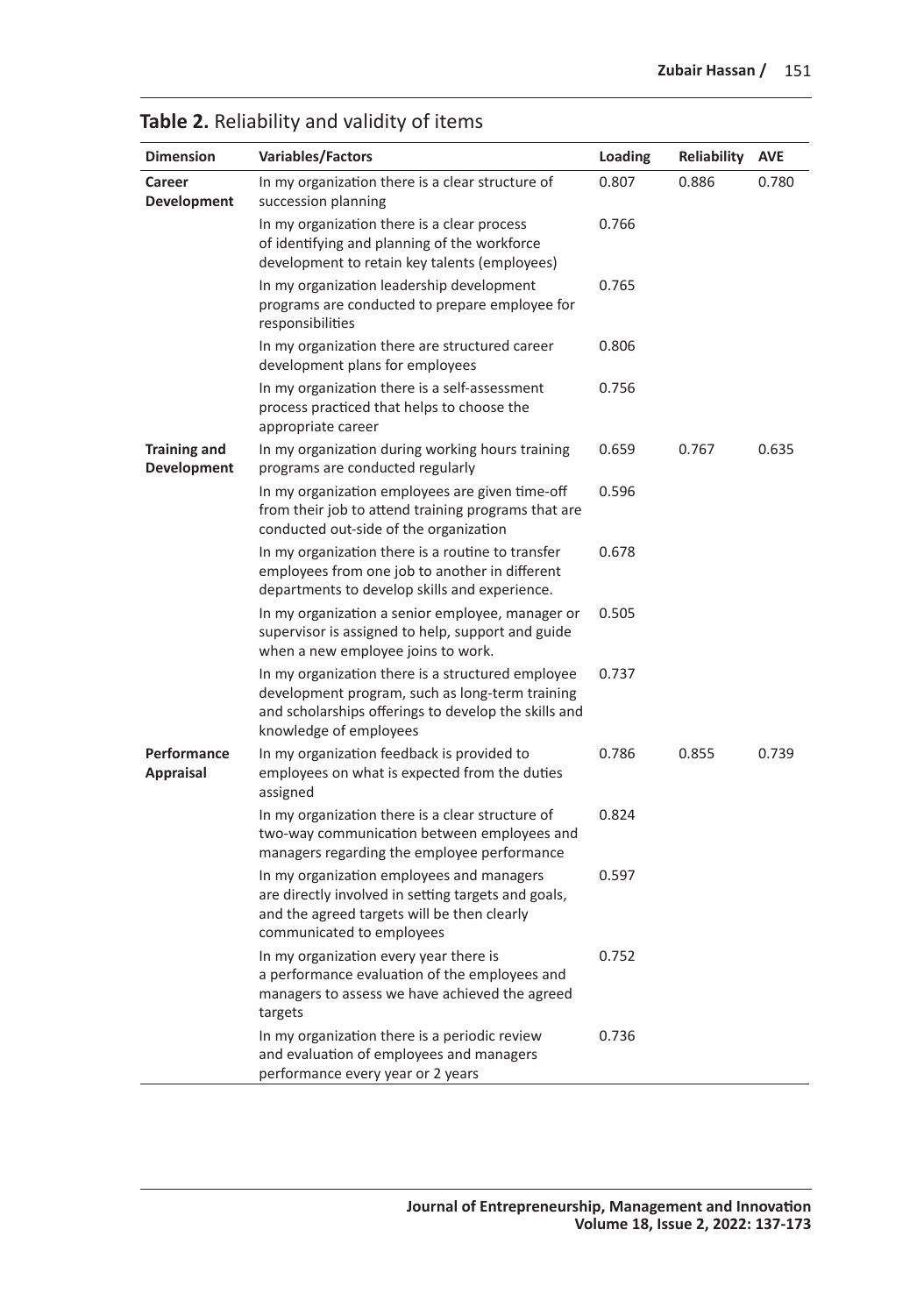**Table 2.** Reliability and validity of items

| Dimension | Variables/Factors | Loading | Reliability | AVE |
|---|---|---|---|---|
| **Career Development** | In my organization there is a clear structure of succession planning | 0.807 | 0.886 | 0.780 |
| | In my organization there is a clear process of identifying and planning of the workforce development to retain key talents (employees) | 0.766 | | |
| | In my organization leadership development programs are conducted to prepare employee for responsibilities | 0.765 | | |
| | In my organization there are structured career development plans for employees | 0.806 | | |
| | In my organization there is a self-assessment process practiced that helps to choose the appropriate career | 0.756 | | |
| **Training and Development** | In my organization during working hours training programs are conducted regularly | 0.659 | 0.767 | 0.635 |
| | In my organization employees are given time-off from their job to attend training programs that are conducted out-side of the organization | 0.596 | | |
| | In my organization there is a routine to transfer employees from one job to another in different departments to develop skills and experience. | 0.678 | | |
| | In my organization a senior employee, manager or supervisor is assigned to help, support and guide when a new employee joins to work. | 0.505 | | |
| | In my organization there is a structured employee development program, such as long-term training and scholarships offerings to develop the skills and knowledge of employees | 0.737 | | |
| **Performance Appraisal** | In my organization feedback is provided to employees on what is expected from the duties assigned | 0.786 | 0.855 | 0.739 |
| | In my organization there is a clear structure of two-way communication between employees and managers regarding the employee performance | 0.824 | | |
| | In my organization employees and managers are directly involved in setting targets and goals, and the agreed targets will be then clearly communicated to employees | 0.597 | | |
| | In my organization every year there is a performance evaluation of the employees and managers to assess we have achieved the agreed targets | 0.752 | | |
| | In my organization there is a periodic review and evaluation of employees and managers performance every year or 2 years | 0.736 | | |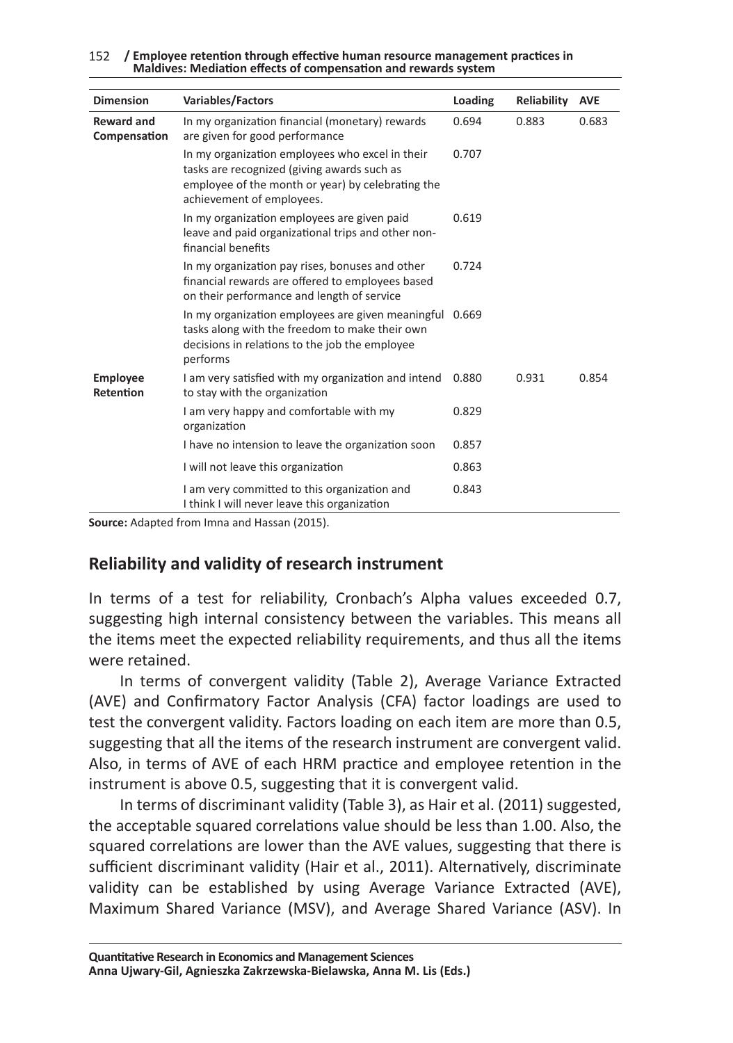| Dimension | Variables/Factors | Loading | Reliability | AVE |
|---|---|---|---|---|
| **Reward and Compensation** | In my organization financial (monetary) rewards are given for good performance | 0.694 | 0.883 | 0.683 |
| | In my organization employees who excel in their tasks are recognized (giving awards such as employee of the month or year) by celebrating the achievement of employees. | 0.707 | | |
| | In my organization employees are given paid leave and paid organizational trips and other non-financial benefits | 0.619 | | |
| | In my organization pay rises, bonuses and other financial rewards are offered to employees based on their performance and length of service | 0.724 | | |
| | In my organization employees are given meaningful tasks along with the freedom to make their own decisions in relations to the job the employee performs | 0.669 | | |
| **Employee Retention** | I am very satisfied with my organization and intend to stay with the organization | 0.880 | 0.931 | 0.854 |
| | I am very happy and comfortable with my organization | 0.829 | | |
| | I have no intension to leave the organization soon | 0.857 | | |
| | I will not leave this organization | 0.863 | | |
| | I am very committed to this organization and I think I will never leave this organization | 0.843 | | |

**Source:** Adapted from Imna and Hassan (2015).

## Reliability and validity of research instrument

In terms of a test for reliability, Cronbach's Alpha values exceeded 0.7, suggesting high internal consistency between the variables. This means all the items meet the expected reliability requirements, and thus all the items were retained.

In terms of convergent validity (Table 2), Average Variance Extracted (AVE) and Confirmatory Factor Analysis (CFA) factor loadings are used to test the convergent validity. Factors loading on each item are more than 0.5, suggesting that all the items of the research instrument are convergent valid. Also, in terms of AVE of each HRM practice and employee retention in the instrument is above 0.5, suggesting that it is convergent valid.

In terms of discriminant validity (Table 3), as Hair et al. (2011) suggested, the acceptable squared correlations value should be less than 1.00. Also, the squared correlations are lower than the AVE values, suggesting that there is sufficient discriminant validity (Hair et al., 2011). Alternatively, discriminate validity can be established by using Average Variance Extracted (AVE), Maximum Shared Variance (MSV), and Average Shared Variance (ASV). In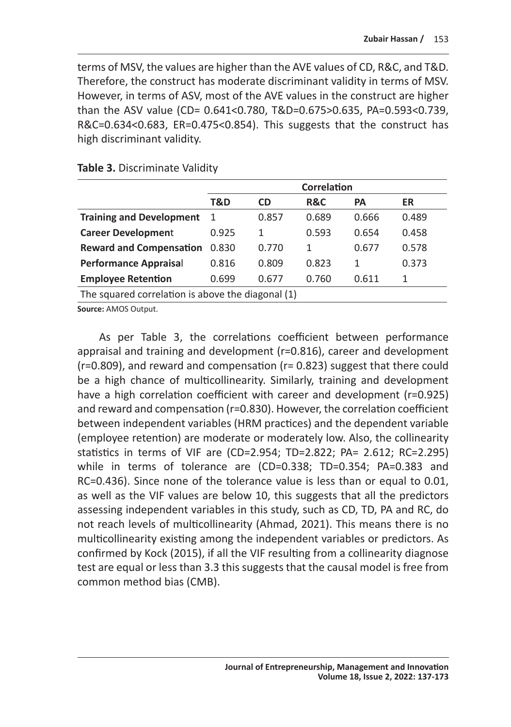terms of MSV, the values are higher than the AVE values of CD, R&C, and T&D. Therefore, the construct has moderate discriminant validity in terms of MSV. However, in terms of ASV, most of the AVE values in the construct are higher than the ASV value (CD= 0.641<0.780, T&D=0.675>0.635, PA=0.593<0.739, R&C=0.634<0.683, ER=0.475<0.854). This suggests that the construct has high discriminant validity.

**Table 3.** Discriminate Validity

| | Correlation | | | | |
|---|---|---|---|---|---|
| | **T&D** | **CD** | **R&C** | **PA** | **ER** |
| **Training and Development** | 1 | 0.857 | 0.689 | 0.666 | 0.489 |
| **Career Development** | 0.925 | 1 | 0.593 | 0.654 | 0.458 |
| **Reward and Compensation** | 0.830 | 0.770 | 1 | 0.677 | 0.578 |
| **Performance Appraisal** | 0.816 | 0.809 | 0.823 | 1 | 0.373 |
| **Employee Retention** | 0.699 | 0.677 | 0.760 | 0.611 | 1 |
| The squared correlation is above the diagonal (1) | | | | | |

**Source:** AMOS Output.

As per Table 3, the correlations coefficient between performance appraisal and training and development (r=0.816), career and development (r=0.809), and reward and compensation (r= 0.823) suggest that there could be a high chance of multicollinearity. Similarly, training and development have a high correlation coefficient with career and development (r=0.925) and reward and compensation (r=0.830). However, the correlation coefficient between independent variables (HRM practices) and the dependent variable (employee retention) are moderate or moderately low. Also, the collinearity statistics in terms of VIF are (CD=2.954; TD=2.822; PA= 2.612; RC=2.295) while in terms of tolerance are (CD=0.338; TD=0.354; PA=0.383 and RC=0.436). Since none of the tolerance value is less than or equal to 0.01, as well as the VIF values are below 10, this suggests that all the predictors assessing independent variables in this study, such as CD, TD, PA and RC, do not reach levels of multicollinearity (Ahmad, 2021). This means there is no multicollinearity existing among the independent variables or predictors. As confirmed by Kock (2015), if all the VIF resulting from a collinearity diagnose test are equal or less than 3.3 this suggests that the causal model is free from common method bias (CMB).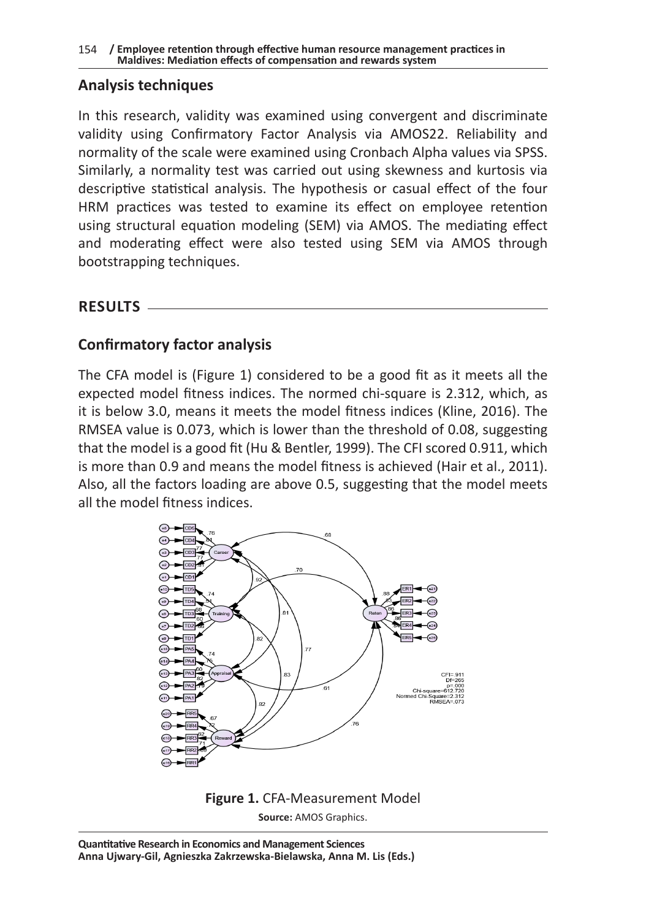## Analysis techniques

In this research, validity was examined using convergent and discriminate validity using Confirmatory Factor Analysis via AMOS22. Reliability and normality of the scale were examined using Cronbach Alpha values via SPSS. Similarly, a normality test was carried out using skewness and kurtosis via descriptive statistical analysis. The hypothesis or casual effect of the four HRM practices was tested to examine its effect on employee retention using structural equation modeling (SEM) via AMOS. The mediating effect and moderating effect were also tested using SEM via AMOS through bootstrapping techniques.

## RESULTS

### Confirmatory factor analysis

The CFA model is (Figure 1) considered to be a good fit as it meets all the expected model fitness indices. The normed chi-square is 2.312, which, as it is below 3.0, means it meets the model fitness indices (Kline, 2016). The RMSEA value is 0.073, which is lower than the threshold of 0.08, suggesting that the model is a good fit (Hu & Bentler, 1999). The CFI scored 0.911, which is more than 0.9 and means the model fitness is achieved (Hair et al., 2011). Also, all the factors loading are above 0.5, suggesting that the model meets all the model fitness indices.

**Figure 1.** CFA-Measurement Model

**Source:** AMOS Graphics.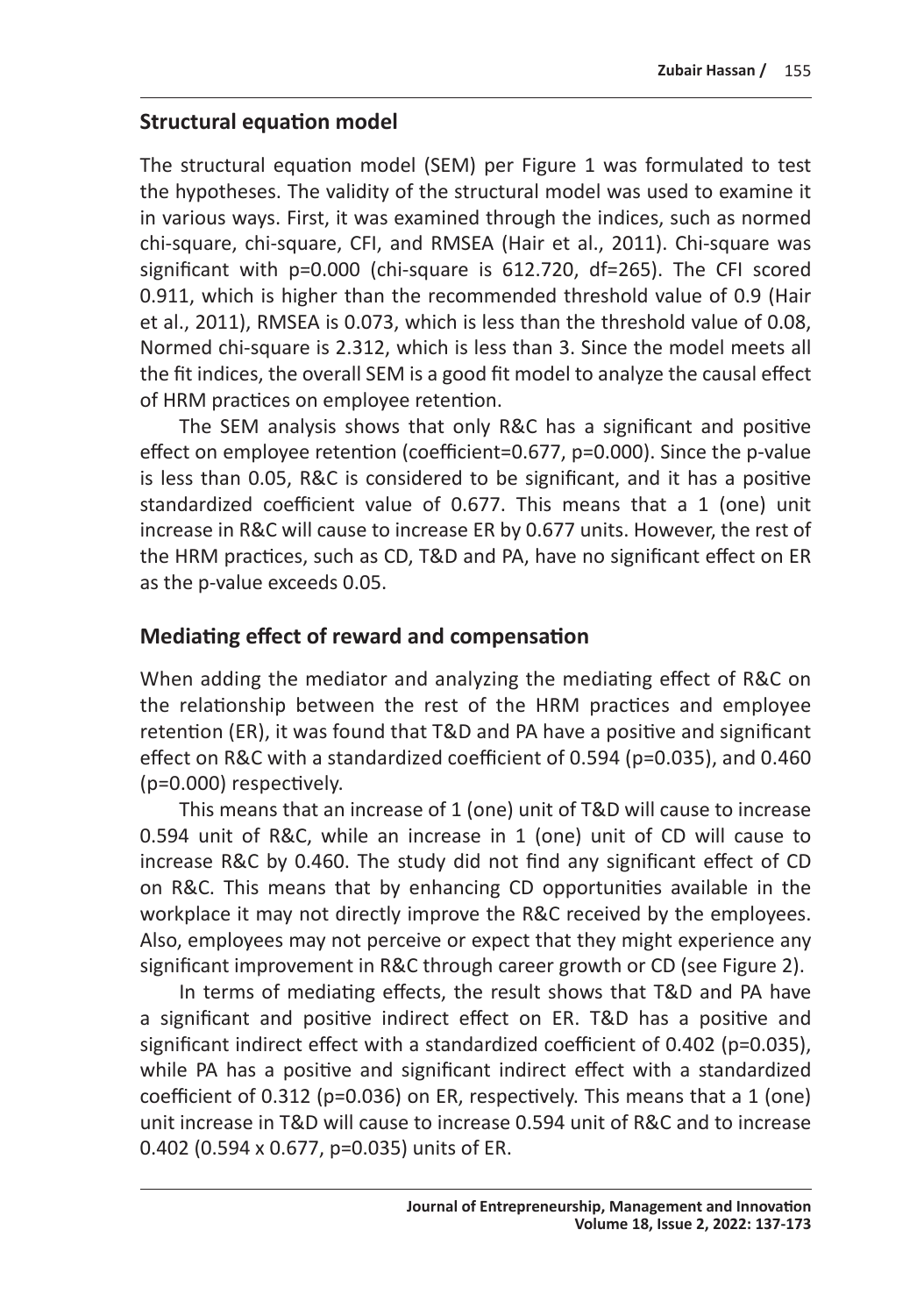## Structural equation model

The structural equation model (SEM) per Figure 1 was formulated to test the hypotheses. The validity of the structural model was used to examine it in various ways. First, it was examined through the indices, such as normed chi-square, chi-square, CFI, and RMSEA (Hair et al., 2011). Chi-square was significant with p=0.000 (chi-square is 612.720, df=265). The CFI scored 0.911, which is higher than the recommended threshold value of 0.9 (Hair et al., 2011), RMSEA is 0.073, which is less than the threshold value of 0.08, Normed chi-square is 2.312, which is less than 3. Since the model meets all the fit indices, the overall SEM is a good fit model to analyze the causal effect of HRM practices on employee retention.

The SEM analysis shows that only R&C has a significant and positive effect on employee retention (coefficient=0.677, p=0.000). Since the p-value is less than 0.05, R&C is considered to be significant, and it has a positive standardized coefficient value of 0.677. This means that a 1 (one) unit increase in R&C will cause to increase ER by 0.677 units. However, the rest of the HRM practices, such as CD, T&D and PA, have no significant effect on ER as the p-value exceeds 0.05.

## Mediating effect of reward and compensation

When adding the mediator and analyzing the mediating effect of R&C on the relationship between the rest of the HRM practices and employee retention (ER), it was found that T&D and PA have a positive and significant effect on R&C with a standardized coefficient of 0.594 (p=0.035), and 0.460 (p=0.000) respectively.

This means that an increase of 1 (one) unit of T&D will cause to increase 0.594 unit of R&C, while an increase in 1 (one) unit of CD will cause to increase R&C by 0.460. The study did not find any significant effect of CD on R&C. This means that by enhancing CD opportunities available in the workplace it may not directly improve the R&C received by the employees. Also, employees may not perceive or expect that they might experience any significant improvement in R&C through career growth or CD (see Figure 2).

In terms of mediating effects, the result shows that T&D and PA have a significant and positive indirect effect on ER. T&D has a positive and significant indirect effect with a standardized coefficient of 0.402 (p=0.035), while PA has a positive and significant indirect effect with a standardized coefficient of 0.312 (p=0.036) on ER, respectively. This means that a 1 (one) unit increase in T&D will cause to increase 0.594 unit of R&C and to increase 0.402 (0.594 x 0.677, p=0.035) units of ER.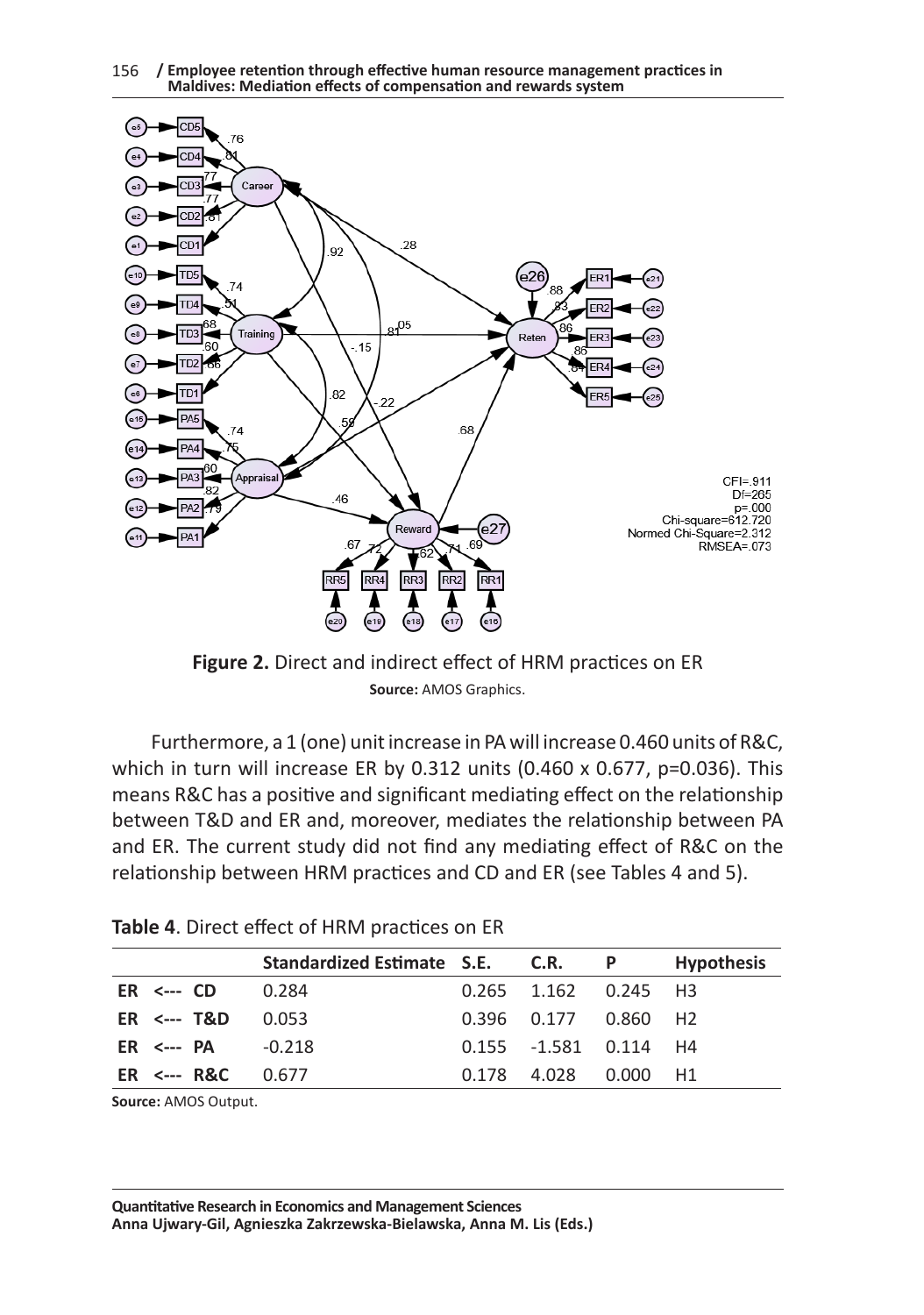**Figure 2.** Direct and indirect effect of HRM practices on ER

**Source:** AMOS Graphics.

Furthermore, a 1 (one) unit increase in PA will increase 0.460 units of R&C, which in turn will increase ER by 0.312 units (0.460 x 0.677, p=0.036). This means R&C has a positive and significant mediating effect on the relationship between T&D and ER and, moreover, mediates the relationship between PA and ER. The current study did not find any mediating effect of R&C on the relationship between HRM practices and CD and ER (see Tables 4 and 5).

**Table 4**. Direct effect of HRM practices on ER

| | Standardized Estimate | S.E. | C.R. | P | Hypothesis |
|---|---|---|---|---|---|
| ER <--- CD | 0.284 | 0.265 | 1.162 | 0.245 | H3 |
| ER <--- T&D | 0.053 | 0.396 | 0.177 | 0.860 | H2 |
| ER <--- PA | -0.218 | 0.155 | -1.581 | 0.114 | H4 |
| ER <--- R&C | 0.677 | 0.178 | 4.028 | 0.000 | H1 |

**Source:** AMOS Output.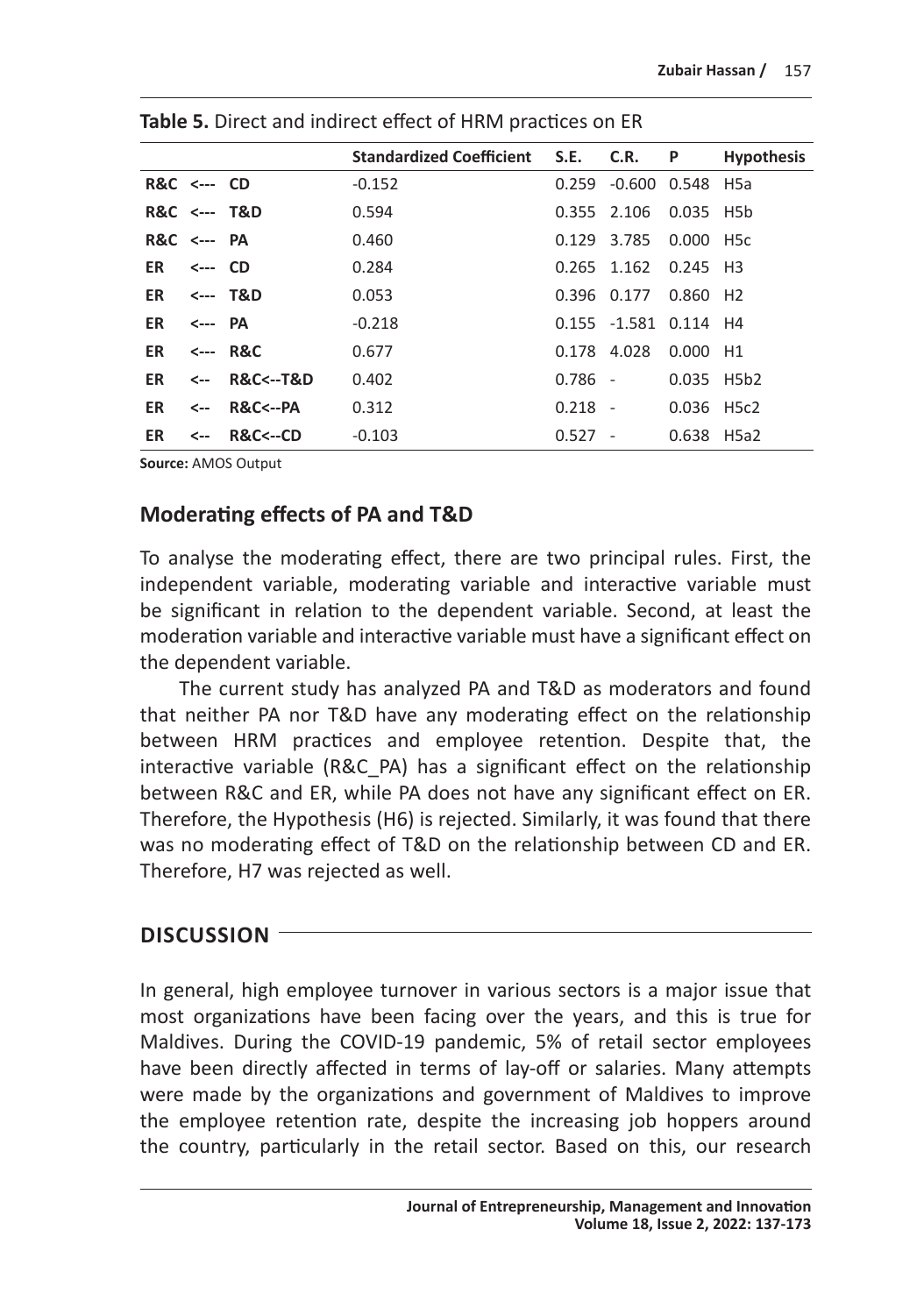**Table 5.** Direct and indirect effect of HRM practices on ER

| | | | Standardized Coefficient | S.E. | C.R. | P | Hypothesis |
|---|---|---|---|---|---|---|---|
| R&C | <--- | CD | -0.152 | 0.259 | -0.600 | 0.548 | H5a |
| R&C | <--- | T&D | 0.594 | 0.355 | 2.106 | 0.035 | H5b |
| R&C | <--- | PA | 0.460 | 0.129 | 3.785 | 0.000 | H5c |
| ER | <--- | CD | 0.284 | 0.265 | 1.162 | 0.245 | H3 |
| ER | <--- | T&D | 0.053 | 0.396 | 0.177 | 0.860 | H2 |
| ER | <--- | PA | -0.218 | 0.155 | -1.581 | 0.114 | H4 |
| ER | <--- | R&C | 0.677 | 0.178 | 4.028 | 0.000 | H1 |
| ER | <-- | R&C<--T&D | 0.402 | 0.786 | - | 0.035 | H5b2 |
| ER | <-- | R&C<--PA | 0.312 | 0.218 | - | 0.036 | H5c2 |
| ER | <-- | R&C<--CD | -0.103 | 0.527 | - | 0.638 | H5a2 |

**Source:** AMOS Output

### Moderating effects of PA and T&D

To analyse the moderating effect, there are two principal rules. First, the independent variable, moderating variable and interactive variable must be significant in relation to the dependent variable. Second, at least the moderation variable and interactive variable must have a significant effect on the dependent variable.

The current study has analyzed PA and T&D as moderators and found that neither PA nor T&D have any moderating effect on the relationship between HRM practices and employee retention. Despite that, the interactive variable (R&C_PA) has a significant effect on the relationship between R&C and ER, while PA does not have any significant effect on ER. Therefore, the Hypothesis (H6) is rejected. Similarly, it was found that there was no moderating effect of T&D on the relationship between CD and ER. Therefore, H7 was rejected as well.

## DISCUSSION

In general, high employee turnover in various sectors is a major issue that most organizations have been facing over the years, and this is true for Maldives. During the COVID-19 pandemic, 5% of retail sector employees have been directly affected in terms of lay-off or salaries. Many attempts were made by the organizations and government of Maldives to improve the employee retention rate, despite the increasing job hoppers around the country, particularly in the retail sector. Based on this, our research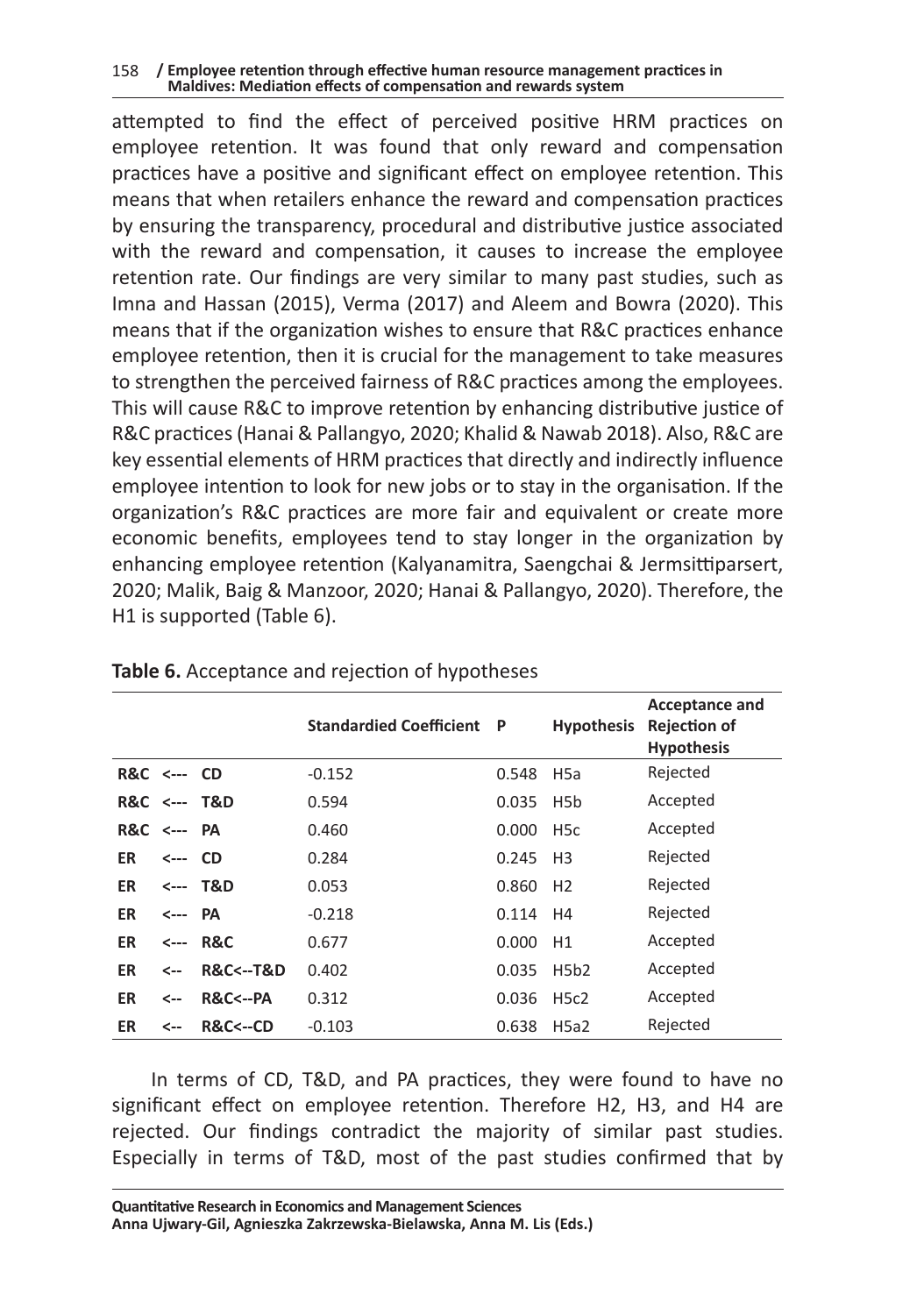attempted to find the effect of perceived positive HRM practices on employee retention. It was found that only reward and compensation practices have a positive and significant effect on employee retention. This means that when retailers enhance the reward and compensation practices by ensuring the transparency, procedural and distributive justice associated with the reward and compensation, it causes to increase the employee retention rate. Our findings are very similar to many past studies, such as Imna and Hassan (2015), Verma (2017) and Aleem and Bowra (2020). This means that if the organization wishes to ensure that R&C practices enhance employee retention, then it is crucial for the management to take measures to strengthen the perceived fairness of R&C practices among the employees. This will cause R&C to improve retention by enhancing distributive justice of R&C practices (Hanai & Pallangyo, 2020; Khalid & Nawab 2018). Also, R&C are key essential elements of HRM practices that directly and indirectly influence employee intention to look for new jobs or to stay in the organisation. If the organization's R&C practices are more fair and equivalent or create more economic benefits, employees tend to stay longer in the organization by enhancing employee retention (Kalyanamitra, Saengchai & Jermsittiparsert, 2020; Malik, Baig & Manzoor, 2020; Hanai & Pallangyo, 2020). Therefore, the H1 is supported (Table 6).

**Table 6.** Acceptance and rejection of hypotheses

| | | | Standardied Coefficient | P | Hypothesis | Acceptance and Rejection of Hypothesis |
|---|---|---|---|---|---|---|
| **R&C** | **<---** | **CD** | -0.152 | 0.548 | H5a | Rejected |
| **R&C** | **<---** | **T&D** | 0.594 | 0.035 | H5b | Accepted |
| **R&C** | **<---** | **PA** | 0.460 | 0.000 | H5c | Accepted |
| **ER** | **<---** | **CD** | 0.284 | 0.245 | H3 | Rejected |
| **ER** | **<---** | **T&D** | 0.053 | 0.860 | H2 | Rejected |
| **ER** | **<---** | **PA** | -0.218 | 0.114 | H4 | Rejected |
| **ER** | **<---** | **R&C** | 0.677 | 0.000 | H1 | Accepted |
| **ER** | **<--** | **R&C<--T&D** | 0.402 | 0.035 | H5b2 | Accepted |
| **ER** | **<--** | **R&C<--PA** | 0.312 | 0.036 | H5c2 | Accepted |
| **ER** | **<--** | **R&C<--CD** | -0.103 | 0.638 | H5a2 | Rejected |

In terms of CD, T&D, and PA practices, they were found to have no significant effect on employee retention. Therefore H2, H3, and H4 are rejected. Our findings contradict the majority of similar past studies. Especially in terms of T&D, most of the past studies confirmed that by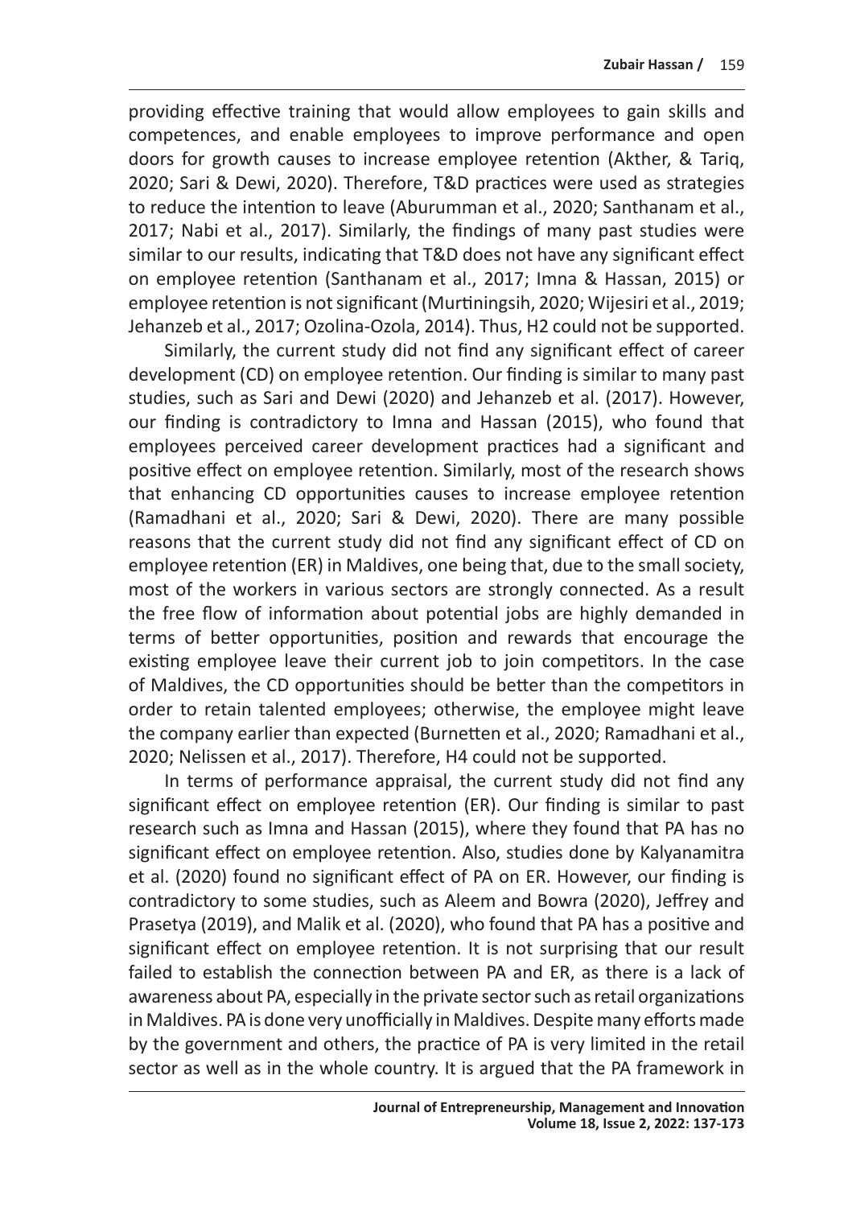providing effective training that would allow employees to gain skills and competences, and enable employees to improve performance and open doors for growth causes to increase employee retention (Akther, & Tariq, 2020; Sari & Dewi, 2020). Therefore, T&D practices were used as strategies to reduce the intention to leave (Aburumman et al., 2020; Santhanam et al., 2017; Nabi et al., 2017). Similarly, the findings of many past studies were similar to our results, indicating that T&D does not have any significant effect on employee retention (Santhanam et al., 2017; Imna & Hassan, 2015) or employee retention is not significant (Murtiningsih, 2020; Wijesiri et al., 2019; Jehanzeb et al., 2017; Ozolina-Ozola, 2014). Thus, H2 could not be supported.

Similarly, the current study did not find any significant effect of career development (CD) on employee retention. Our finding is similar to many past studies, such as Sari and Dewi (2020) and Jehanzeb et al. (2017). However, our finding is contradictory to Imna and Hassan (2015), who found that employees perceived career development practices had a significant and positive effect on employee retention. Similarly, most of the research shows that enhancing CD opportunities causes to increase employee retention (Ramadhani et al., 2020; Sari & Dewi, 2020). There are many possible reasons that the current study did not find any significant effect of CD on employee retention (ER) in Maldives, one being that, due to the small society, most of the workers in various sectors are strongly connected. As a result the free flow of information about potential jobs are highly demanded in terms of better opportunities, position and rewards that encourage the existing employee leave their current job to join competitors. In the case of Maldives, the CD opportunities should be better than the competitors in order to retain talented employees; otherwise, the employee might leave the company earlier than expected (Burnetten et al., 2020; Ramadhani et al., 2020; Nelissen et al., 2017). Therefore, H4 could not be supported.

In terms of performance appraisal, the current study did not find any significant effect on employee retention (ER). Our finding is similar to past research such as Imna and Hassan (2015), where they found that PA has no significant effect on employee retention. Also, studies done by Kalyanamitra et al. (2020) found no significant effect of PA on ER. However, our finding is contradictory to some studies, such as Aleem and Bowra (2020), Jeffrey and Prasetya (2019), and Malik et al. (2020), who found that PA has a positive and significant effect on employee retention. It is not surprising that our result failed to establish the connection between PA and ER, as there is a lack of awareness about PA, especially in the private sector such as retail organizations in Maldives. PA is done very unofficially in Maldives. Despite many efforts made by the government and others, the practice of PA is very limited in the retail sector as well as in the whole country. It is argued that the PA framework in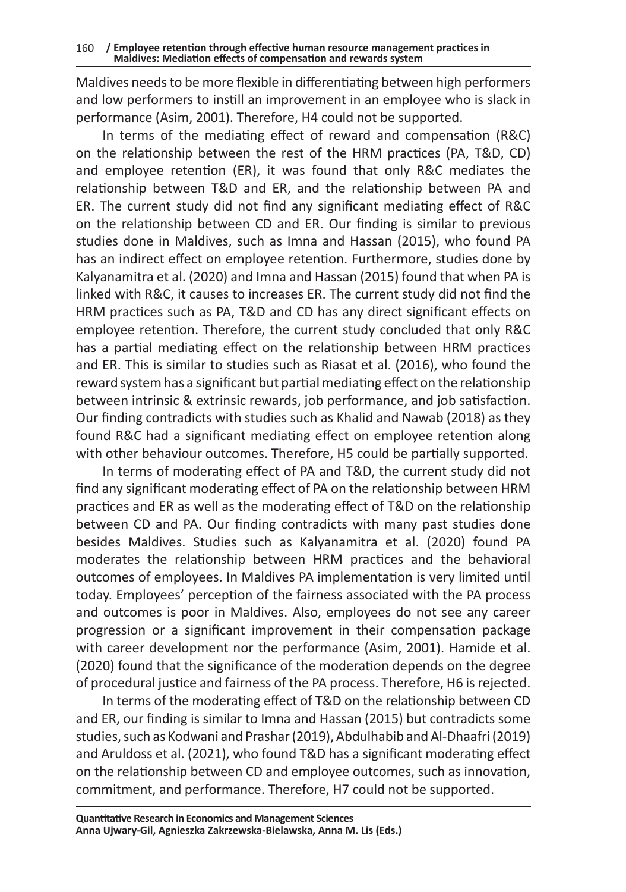Maldives needs to be more flexible in differentiating between high performers and low performers to instill an improvement in an employee who is slack in performance (Asim, 2001). Therefore, H4 could not be supported.

In terms of the mediating effect of reward and compensation (R&C) on the relationship between the rest of the HRM practices (PA, T&D, CD) and employee retention (ER), it was found that only R&C mediates the relationship between T&D and ER, and the relationship between PA and ER. The current study did not find any significant mediating effect of R&C on the relationship between CD and ER. Our finding is similar to previous studies done in Maldives, such as Imna and Hassan (2015), who found PA has an indirect effect on employee retention. Furthermore, studies done by Kalyanamitra et al. (2020) and Imna and Hassan (2015) found that when PA is linked with R&C, it causes to increases ER. The current study did not find the HRM practices such as PA, T&D and CD has any direct significant effects on employee retention. Therefore, the current study concluded that only R&C has a partial mediating effect on the relationship between HRM practices and ER. This is similar to studies such as Riasat et al. (2016), who found the reward system has a significant but partial mediating effect on the relationship between intrinsic & extrinsic rewards, job performance, and job satisfaction. Our finding contradicts with studies such as Khalid and Nawab (2018) as they found R&C had a significant mediating effect on employee retention along with other behaviour outcomes. Therefore, H5 could be partially supported.

In terms of moderating effect of PA and T&D, the current study did not find any significant moderating effect of PA on the relationship between HRM practices and ER as well as the moderating effect of T&D on the relationship between CD and PA. Our finding contradicts with many past studies done besides Maldives. Studies such as Kalyanamitra et al. (2020) found PA moderates the relationship between HRM practices and the behavioral outcomes of employees. In Maldives PA implementation is very limited until today. Employees' perception of the fairness associated with the PA process and outcomes is poor in Maldives. Also, employees do not see any career progression or a significant improvement in their compensation package with career development nor the performance (Asim, 2001). Hamide et al. (2020) found that the significance of the moderation depends on the degree of procedural justice and fairness of the PA process. Therefore, H6 is rejected.

In terms of the moderating effect of T&D on the relationship between CD and ER, our finding is similar to Imna and Hassan (2015) but contradicts some studies, such as Kodwani and Prashar (2019), Abdulhabib and Al-Dhaafri (2019) and Aruldoss et al. (2021), who found T&D has a significant moderating effect on the relationship between CD and employee outcomes, such as innovation, commitment, and performance. Therefore, H7 could not be supported.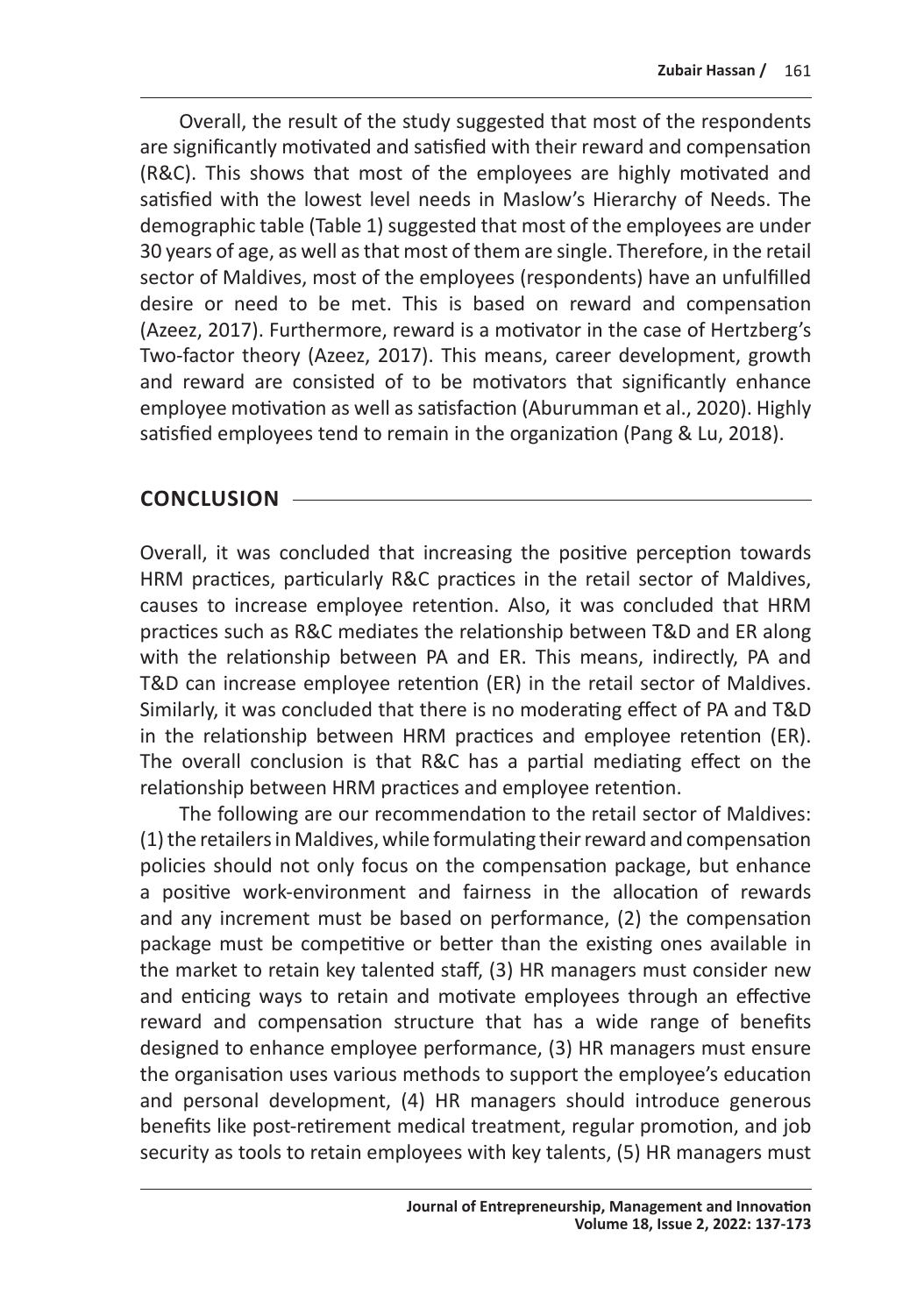Overall, the result of the study suggested that most of the respondents are significantly motivated and satisfied with their reward and compensation (R&C). This shows that most of the employees are highly motivated and satisfied with the lowest level needs in Maslow's Hierarchy of Needs. The demographic table (Table 1) suggested that most of the employees are under 30 years of age, as well as that most of them are single. Therefore, in the retail sector of Maldives, most of the employees (respondents) have an unfulfilled desire or need to be met. This is based on reward and compensation (Azeez, 2017). Furthermore, reward is a motivator in the case of Hertzberg's Two-factor theory (Azeez, 2017). This means, career development, growth and reward are consisted of to be motivators that significantly enhance employee motivation as well as satisfaction (Aburumman et al., 2020). Highly satisfied employees tend to remain in the organization (Pang & Lu, 2018).

## CONCLUSION

Overall, it was concluded that increasing the positive perception towards HRM practices, particularly R&C practices in the retail sector of Maldives, causes to increase employee retention. Also, it was concluded that HRM practices such as R&C mediates the relationship between T&D and ER along with the relationship between PA and ER. This means, indirectly, PA and T&D can increase employee retention (ER) in the retail sector of Maldives. Similarly, it was concluded that there is no moderating effect of PA and T&D in the relationship between HRM practices and employee retention (ER). The overall conclusion is that R&C has a partial mediating effect on the relationship between HRM practices and employee retention.

The following are our recommendation to the retail sector of Maldives: (1) the retailers in Maldives, while formulating their reward and compensation policies should not only focus on the compensation package, but enhance a positive work-environment and fairness in the allocation of rewards and any increment must be based on performance, (2) the compensation package must be competitive or better than the existing ones available in the market to retain key talented staff, (3) HR managers must consider new and enticing ways to retain and motivate employees through an effective reward and compensation structure that has a wide range of benefits designed to enhance employee performance, (3) HR managers must ensure the organisation uses various methods to support the employee's education and personal development, (4) HR managers should introduce generous benefits like post-retirement medical treatment, regular promotion, and job security as tools to retain employees with key talents, (5) HR managers must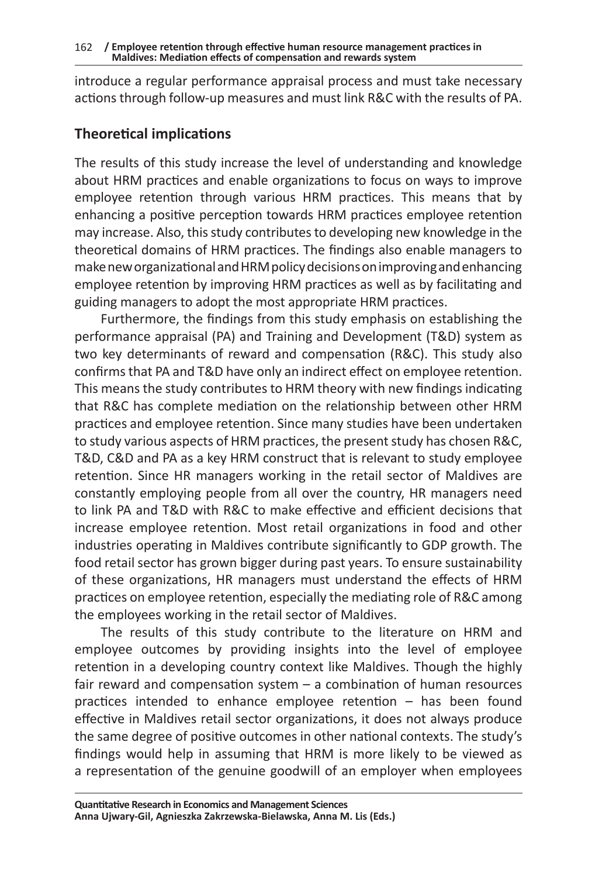introduce a regular performance appraisal process and must take necessary actions through follow-up measures and must link R&C with the results of PA.

## Theoretical implications

The results of this study increase the level of understanding and knowledge about HRM practices and enable organizations to focus on ways to improve employee retention through various HRM practices. This means that by enhancing a positive perception towards HRM practices employee retention may increase. Also, this study contributes to developing new knowledge in the theoretical domains of HRM practices. The findings also enable managers to make new organizational and HRM policy decisions on improving and enhancing employee retention by improving HRM practices as well as by facilitating and guiding managers to adopt the most appropriate HRM practices.

Furthermore, the findings from this study emphasis on establishing the performance appraisal (PA) and Training and Development (T&D) system as two key determinants of reward and compensation (R&C). This study also confirms that PA and T&D have only an indirect effect on employee retention. This means the study contributes to HRM theory with new findings indicating that R&C has complete mediation on the relationship between other HRM practices and employee retention. Since many studies have been undertaken to study various aspects of HRM practices, the present study has chosen R&C, T&D, C&D and PA as a key HRM construct that is relevant to study employee retention. Since HR managers working in the retail sector of Maldives are constantly employing people from all over the country, HR managers need to link PA and T&D with R&C to make effective and efficient decisions that increase employee retention. Most retail organizations in food and other industries operating in Maldives contribute significantly to GDP growth. The food retail sector has grown bigger during past years. To ensure sustainability of these organizations, HR managers must understand the effects of HRM practices on employee retention, especially the mediating role of R&C among the employees working in the retail sector of Maldives.

The results of this study contribute to the literature on HRM and employee outcomes by providing insights into the level of employee retention in a developing country context like Maldives. Though the highly fair reward and compensation system – a combination of human resources practices intended to enhance employee retention – has been found effective in Maldives retail sector organizations, it does not always produce the same degree of positive outcomes in other national contexts. The study's findings would help in assuming that HRM is more likely to be viewed as a representation of the genuine goodwill of an employer when employees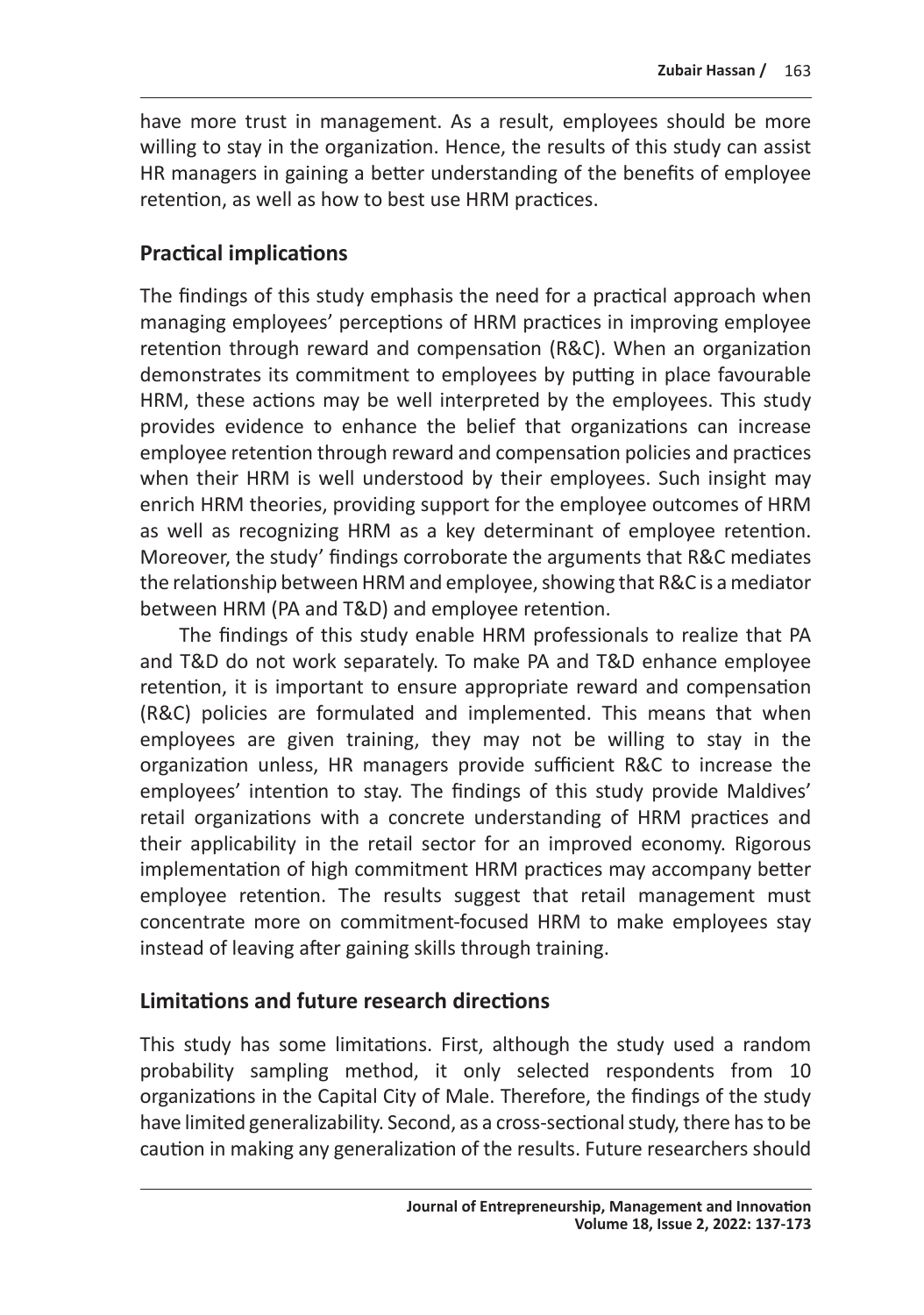have more trust in management. As a result, employees should be more willing to stay in the organization. Hence, the results of this study can assist HR managers in gaining a better understanding of the benefits of employee retention, as well as how to best use HRM practices.

## Practical implications

The findings of this study emphasis the need for a practical approach when managing employees' perceptions of HRM practices in improving employee retention through reward and compensation (R&C). When an organization demonstrates its commitment to employees by putting in place favourable HRM, these actions may be well interpreted by the employees. This study provides evidence to enhance the belief that organizations can increase employee retention through reward and compensation policies and practices when their HRM is well understood by their employees. Such insight may enrich HRM theories, providing support for the employee outcomes of HRM as well as recognizing HRM as a key determinant of employee retention. Moreover, the study' findings corroborate the arguments that R&C mediates the relationship between HRM and employee, showing that R&C is a mediator between HRM (PA and T&D) and employee retention.

The findings of this study enable HRM professionals to realize that PA and T&D do not work separately. To make PA and T&D enhance employee retention, it is important to ensure appropriate reward and compensation (R&C) policies are formulated and implemented. This means that when employees are given training, they may not be willing to stay in the organization unless, HR managers provide sufficient R&C to increase the employees' intention to stay. The findings of this study provide Maldives' retail organizations with a concrete understanding of HRM practices and their applicability in the retail sector for an improved economy. Rigorous implementation of high commitment HRM practices may accompany better employee retention. The results suggest that retail management must concentrate more on commitment-focused HRM to make employees stay instead of leaving after gaining skills through training.

## Limitations and future research directions

This study has some limitations. First, although the study used a random probability sampling method, it only selected respondents from 10 organizations in the Capital City of Male. Therefore, the findings of the study have limited generalizability. Second, as a cross-sectional study, there has to be caution in making any generalization of the results. Future researchers should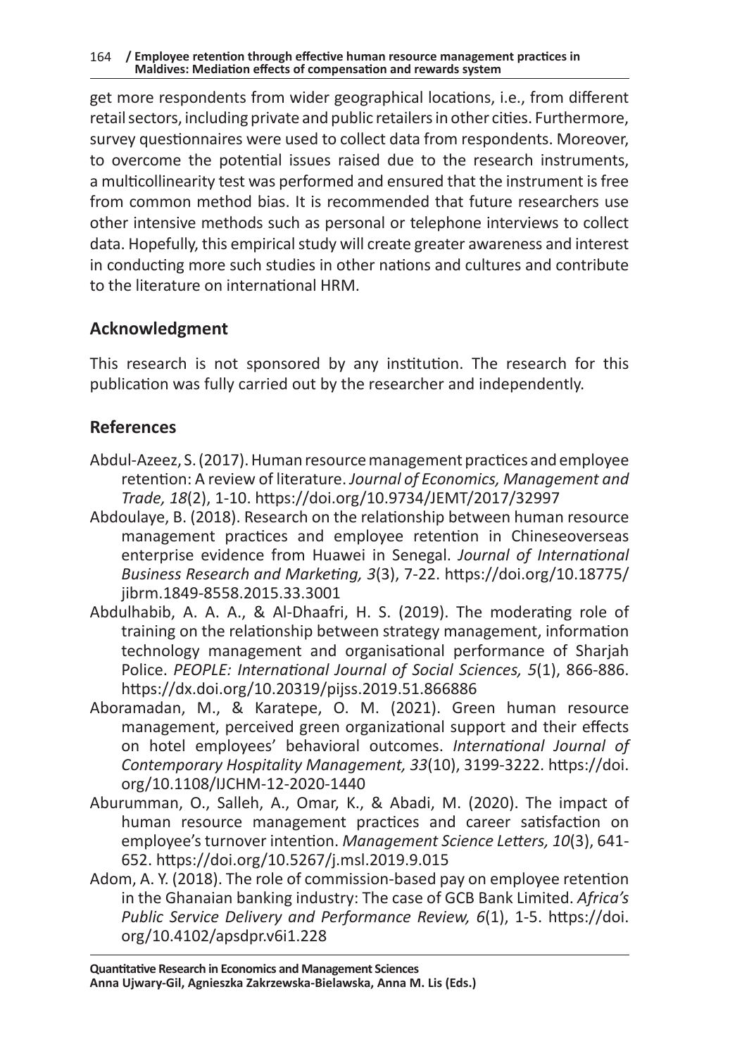get more respondents from wider geographical locations, i.e., from different retail sectors, including private and public retailers in other cities. Furthermore, survey questionnaires were used to collect data from respondents. Moreover, to overcome the potential issues raised due to the research instruments, a multicollinearity test was performed and ensured that the instrument is free from common method bias. It is recommended that future researchers use other intensive methods such as personal or telephone interviews to collect data. Hopefully, this empirical study will create greater awareness and interest in conducting more such studies in other nations and cultures and contribute to the literature on international HRM.

## Acknowledgment

This research is not sponsored by any institution. The research for this publication was fully carried out by the researcher and independently.

## References

Abdul-Azeez, S. (2017). Human resource management practices and employee retention: A review of literature. *Journal of Economics, Management and Trade, 18*(2), 1-10. https://doi.org/10.9734/JEMT/2017/32997

Abdoulaye, B. (2018). Research on the relationship between human resource management practices and employee retention in Chineseoverseas enterprise evidence from Huawei in Senegal. *Journal of International Business Research and Marketing, 3*(3), 7-22. https://doi.org/10.18775/jibrm.1849-8558.2015.33.3001

Abdulhabib, A. A. A., & Al-Dhaafri, H. S. (2019). The moderating role of training on the relationship between strategy management, information technology management and organisational performance of Sharjah Police. *PEOPLE: International Journal of Social Sciences, 5*(1), 866-886. https://dx.doi.org/10.20319/pijss.2019.51.866886

Aboramadan, M., & Karatepe, O. M. (2021). Green human resource management, perceived green organizational support and their effects on hotel employees' behavioral outcomes. *International Journal of Contemporary Hospitality Management, 33*(10), 3199-3222. https://doi.org/10.1108/IJCHM-12-2020-1440

Aburumman, O., Salleh, A., Omar, K., & Abadi, M. (2020). The impact of human resource management practices and career satisfaction on employee's turnover intention. *Management Science Letters, 10*(3), 641-652. https://doi.org/10.5267/j.msl.2019.9.015

Adom, A. Y. (2018). The role of commission-based pay on employee retention in the Ghanaian banking industry: The case of GCB Bank Limited. *Africa's Public Service Delivery and Performance Review, 6*(1), 1-5. https://doi.org/10.4102/apsdpr.v6i1.228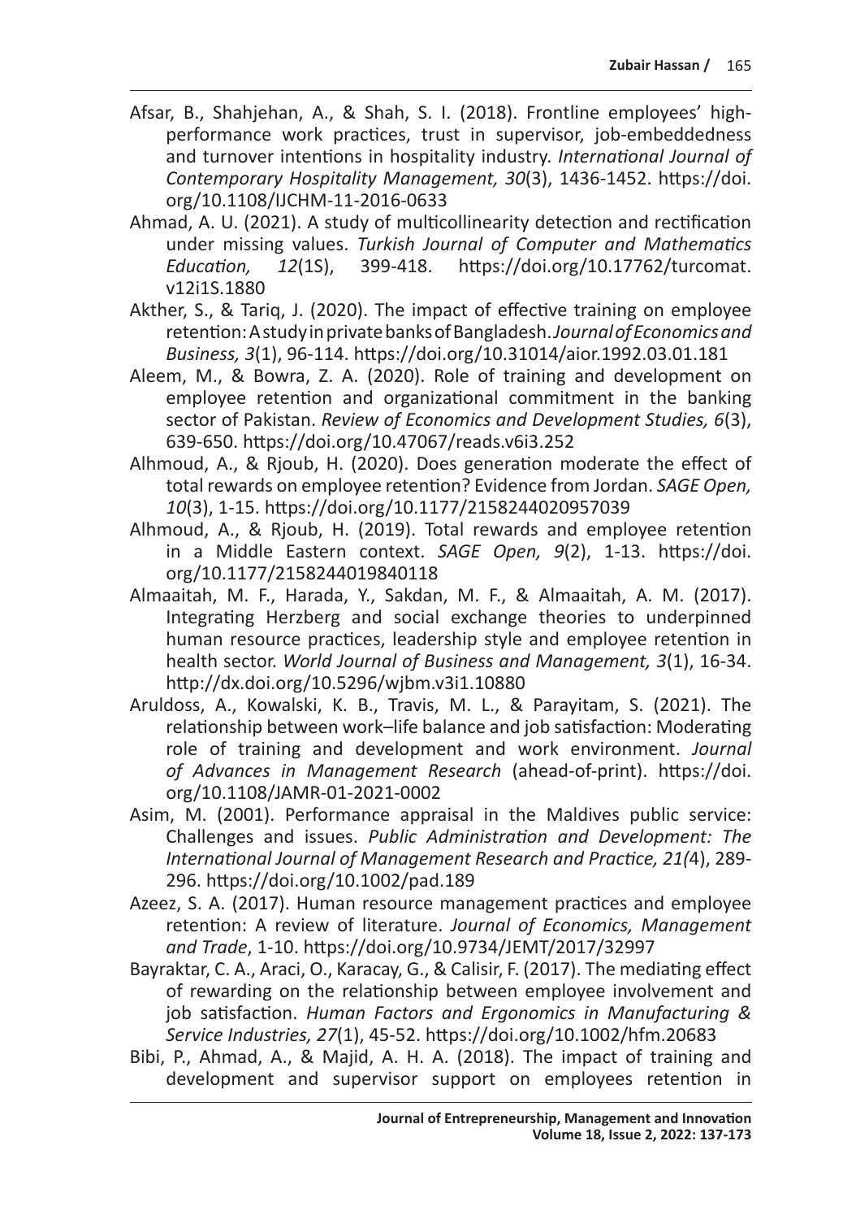Afsar, B., Shahjehan, A., & Shah, S. I. (2018). Frontline employees' high-performance work practices, trust in supervisor, job-embeddedness and turnover intentions in hospitality industry. *International Journal of Contemporary Hospitality Management, 30*(3), 1436-1452. https://doi.org/10.1108/IJCHM-11-2016-0633

Ahmad, A. U. (2021). A study of multicollinearity detection and rectification under missing values. *Turkish Journal of Computer and Mathematics Education, 12*(1S), 399-418. https://doi.org/10.17762/turcomat.v12i1S.1880

Akther, S., & Tariq, J. (2020). The impact of effective training on employee retention: A study in private banks of Bangladesh. *Journal of Economics and Business, 3*(1), 96-114. https://doi.org/10.31014/aior.1992.03.01.181

Aleem, M., & Bowra, Z. A. (2020). Role of training and development on employee retention and organizational commitment in the banking sector of Pakistan. *Review of Economics and Development Studies, 6*(3), 639-650. https://doi.org/10.47067/reads.v6i3.252

Alhmoud, A., & Rjoub, H. (2020). Does generation moderate the effect of total rewards on employee retention? Evidence from Jordan. *SAGE Open, 10*(3), 1-15. https://doi.org/10.1177/2158244020957039

Alhmoud, A., & Rjoub, H. (2019). Total rewards and employee retention in a Middle Eastern context. *SAGE Open, 9*(2), 1-13. https://doi.org/10.1177/2158244019840118

Almaaitah, M. F., Harada, Y., Sakdan, M. F., & Almaaitah, A. M. (2017). Integrating Herzberg and social exchange theories to underpinned human resource practices, leadership style and employee retention in health sector. *World Journal of Business and Management, 3*(1), 16-34. http://dx.doi.org/10.5296/wjbm.v3i1.10880

Aruldoss, A., Kowalski, K. B., Travis, M. L., & Parayitam, S. (2021). The relationship between work–life balance and job satisfaction: Moderating role of training and development and work environment. *Journal of Advances in Management Research* (ahead-of-print). https://doi.org/10.1108/JAMR-01-2021-0002

Asim, M. (2001). Performance appraisal in the Maldives public service: Challenges and issues. *Public Administration and Development: The International Journal of Management Research and Practice, 21(*4), 289-296. https://doi.org/10.1002/pad.189

Azeez, S. A. (2017). Human resource management practices and employee retention: A review of literature. *Journal of Economics, Management and Trade*, 1-10. https://doi.org/10.9734/JEMT/2017/32997

Bayraktar, C. A., Araci, O., Karacay, G., & Calisir, F. (2017). The mediating effect of rewarding on the relationship between employee involvement and job satisfaction. *Human Factors and Ergonomics in Manufacturing & Service Industries, 27*(1), 45-52. https://doi.org/10.1002/hfm.20683

Bibi, P., Ahmad, A., & Majid, A. H. A. (2018). The impact of training and development and supervisor support on employees retention in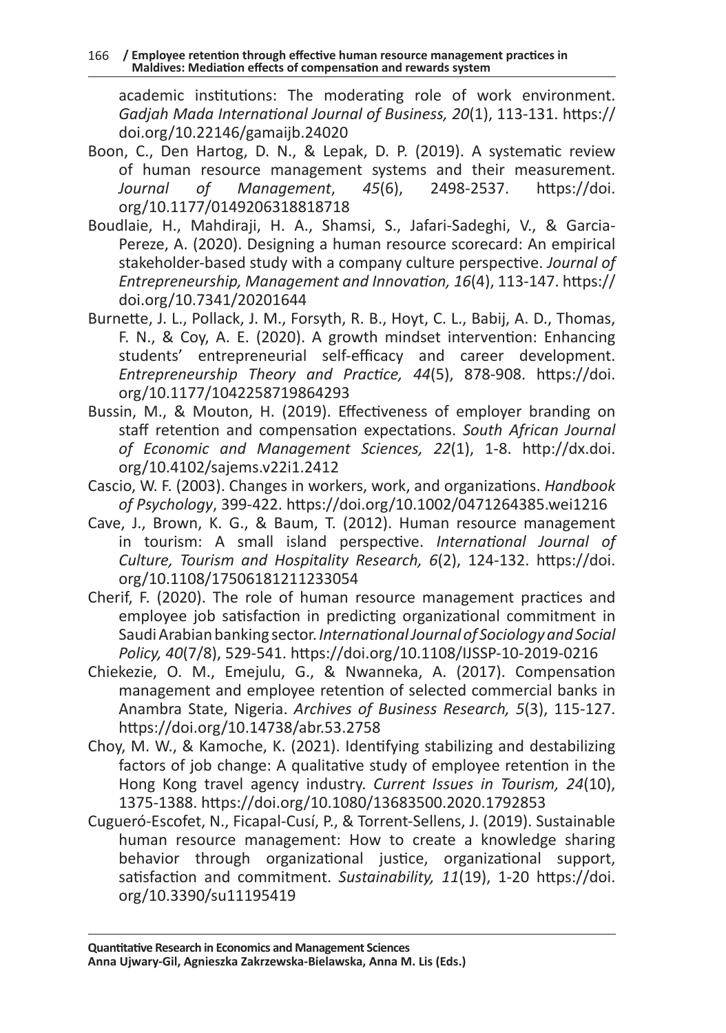academic institutions: The moderating role of work environment. *Gadjah Mada International Journal of Business, 20*(1), 113-131. https://doi.org/10.22146/gamaijb.24020

Boon, C., Den Hartog, D. N., & Lepak, D. P. (2019). A systematic review of human resource management systems and their measurement. *Journal of Management*, *45*(6), 2498-2537. https://doi.org/10.1177/0149206318818718

Boudlaie, H., Mahdiraji, H. A., Shamsi, S., Jafari-Sadeghi, V., & Garcia-Pereze, A. (2020). Designing a human resource scorecard: An empirical stakeholder-based study with a company culture perspective. *Journal of Entrepreneurship, Management and Innovation, 16*(4), 113-147. https://doi.org/10.7341/20201644

Burnette, J. L., Pollack, J. M., Forsyth, R. B., Hoyt, C. L., Babij, A. D., Thomas, F. N., & Coy, A. E. (2020). A growth mindset intervention: Enhancing students' entrepreneurial self-efficacy and career development. *Entrepreneurship Theory and Practice, 44*(5), 878-908. https://doi.org/10.1177/1042258719864293

Bussin, M., & Mouton, H. (2019). Effectiveness of employer branding on staff retention and compensation expectations. *South African Journal of Economic and Management Sciences, 22*(1), 1-8. http://dx.doi.org/10.4102/sajems.v22i1.2412

Cascio, W. F. (2003). Changes in workers, work, and organizations. *Handbook of Psychology*, 399-422. https://doi.org/10.1002/0471264385.wei1216

Cave, J., Brown, K. G., & Baum, T. (2012). Human resource management in tourism: A small island perspective. *International Journal of Culture, Tourism and Hospitality Research, 6*(2), 124-132. https://doi.org/10.1108/17506181211233054

Cherif, F. (2020). The role of human resource management practices and employee job satisfaction in predicting organizational commitment in Saudi Arabian banking sector. *International Journal of Sociology and Social Policy, 40*(7/8), 529-541. https://doi.org/10.1108/IJSSP-10-2019-0216

Chiekezie, O. M., Emejulu, G., & Nwanneka, A. (2017). Compensation management and employee retention of selected commercial banks in Anambra State, Nigeria. *Archives of Business Research, 5*(3), 115-127. https://doi.org/10.14738/abr.53.2758

Choy, M. W., & Kamoche, K. (2021). Identifying stabilizing and destabilizing factors of job change: A qualitative study of employee retention in the Hong Kong travel agency industry. *Current Issues in Tourism, 24*(10), 1375-1388. https://doi.org/10.1080/13683500.2020.1792853

Cugueró-Escofet, N., Ficapal-Cusí, P., & Torrent-Sellens, J. (2019). Sustainable human resource management: How to create a knowledge sharing behavior through organizational justice, organizational support, satisfaction and commitment. *Sustainability, 11*(19), 1-20 https://doi.org/10.3390/su11195419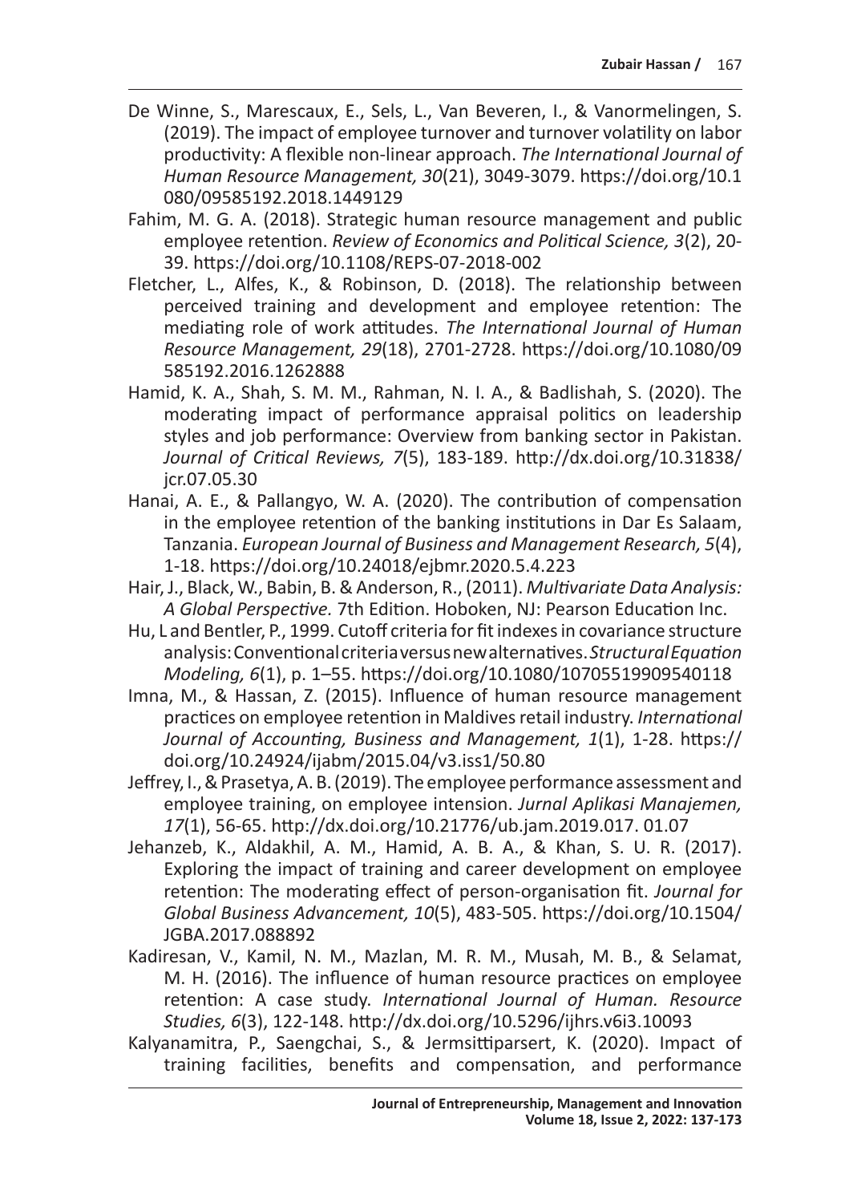De Winne, S., Marescaux, E., Sels, L., Van Beveren, I., & Vanormelingen, S. (2019). The impact of employee turnover and turnover volatility on labor productivity: A flexible non-linear approach. *The International Journal of Human Resource Management, 30*(21), 3049-3079. https://doi.org/10.1080/09585192.2018.1449129

Fahim, M. G. A. (2018). Strategic human resource management and public employee retention. *Review of Economics and Political Science, 3*(2), 20-39. https://doi.org/10.1108/REPS-07-2018-002

Fletcher, L., Alfes, K., & Robinson, D. (2018). The relationship between perceived training and development and employee retention: The mediating role of work attitudes. *The International Journal of Human Resource Management, 29*(18), 2701-2728. https://doi.org/10.1080/09585192.2016.1262888

Hamid, K. A., Shah, S. M. M., Rahman, N. I. A., & Badlishah, S. (2020). The moderating impact of performance appraisal politics on leadership styles and job performance: Overview from banking sector in Pakistan. *Journal of Critical Reviews, 7*(5), 183-189. http://dx.doi.org/10.31838/jcr.07.05.30

Hanai, A. E., & Pallangyo, W. A. (2020). The contribution of compensation in the employee retention of the banking institutions in Dar Es Salaam, Tanzania. *European Journal of Business and Management Research, 5*(4), 1-18. https://doi.org/10.24018/ejbmr.2020.5.4.223

Hair, J., Black, W., Babin, B. & Anderson, R., (2011). *Multivariate Data Analysis: A Global Perspective.* 7th Edition. Hoboken, NJ: Pearson Education Inc.

Hu, L and Bentler, P., 1999. Cutoff criteria for fit indexes in covariance structure analysis: Conventional criteria versus new alternatives. *Structural Equation Modeling, 6*(1), p. 1–55. https://doi.org/10.1080/10705519909540118

Imna, M., & Hassan, Z. (2015). Influence of human resource management practices on employee retention in Maldives retail industry. *International Journal of Accounting, Business and Management, 1*(1), 1-28. https://doi.org/10.24924/ijabm/2015.04/v3.iss1/50.80

Jeffrey, I., & Prasetya, A. B. (2019). The employee performance assessment and employee training, on employee intension. *Jurnal Aplikasi Manajemen, 17*(1), 56-65. http://dx.doi.org/10.21776/ub.jam.2019.017. 01.07

Jehanzeb, K., Aldakhil, A. M., Hamid, A. B. A., & Khan, S. U. R. (2017). Exploring the impact of training and career development on employee retention: The moderating effect of person-organisation fit. *Journal for Global Business Advancement, 10*(5), 483-505. https://doi.org/10.1504/JGBA.2017.088892

Kadiresan, V., Kamil, N. M., Mazlan, M. R. M., Musah, M. B., & Selamat, M. H. (2016). The influence of human resource practices on employee retention: A case study. *International Journal of Human. Resource Studies, 6*(3), 122-148. http://dx.doi.org/10.5296/ijhrs.v6i3.10093

Kalyanamitra, P., Saengchai, S., & Jermsittiparsert, K. (2020). Impact of training facilities, benefits and compensation, and performance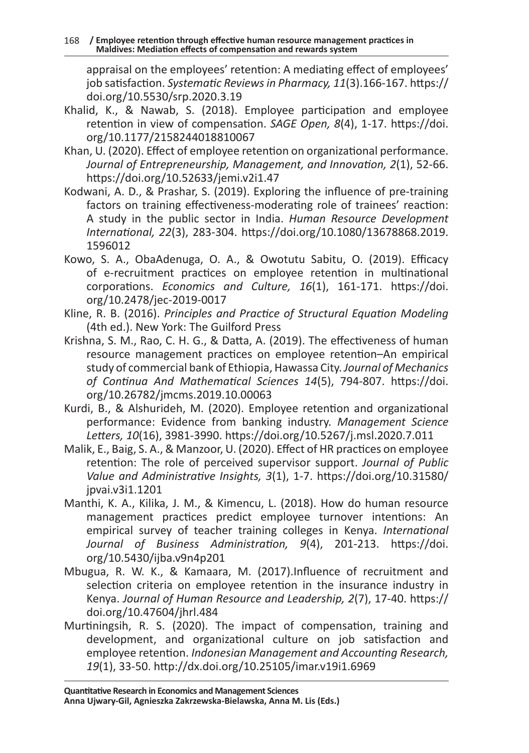appraisal on the employees' retention: A mediating effect of employees' job satisfaction. *Systematic Reviews in Pharmacy, 11*(3).166-167. https://doi.org/10.5530/srp.2020.3.19

Khalid, K., & Nawab, S. (2018). Employee participation and employee retention in view of compensation. *SAGE Open, 8*(4), 1-17. https://doi.org/10.1177/2158244018810067

Khan, U. (2020). Effect of employee retention on organizational performance. *Journal of Entrepreneurship, Management, and Innovation, 2*(1), 52-66. https://doi.org/10.52633/jemi.v2i1.47

Kodwani, A. D., & Prashar, S. (2019). Exploring the influence of pre-training factors on training effectiveness-moderating role of trainees' reaction: A study in the public sector in India. *Human Resource Development International, 22*(3), 283-304. https://doi.org/10.1080/13678868.2019.1596012

Kowo, S. A., ObaAdenuga, O. A., & Owotutu Sabitu, O. (2019). Efficacy of e-recruitment practices on employee retention in multinational corporations. *Economics and Culture, 16*(1), 161-171. https://doi.org/10.2478/jec-2019-0017

Kline, R. B. (2016). *Principles and Practice of Structural Equation Modeling* (4th ed.). New York: The Guilford Press

Krishna, S. M., Rao, C. H. G., & Datta, A. (2019). The effectiveness of human resource management practices on employee retention–An empirical study of commercial bank of Ethiopia, Hawassa City. *Journal of Mechanics of Continua And Mathematical Sciences 14*(5), 794-807. https://doi.org/10.26782/jmcms.2019.10.00063

Kurdi, B., & Alshurideh, M. (2020). Employee retention and organizational performance: Evidence from banking industry. *Management Science Letters, 10*(16), 3981-3990. https://doi.org/10.5267/j.msl.2020.7.011

Malik, E., Baig, S. A., & Manzoor, U. (2020). Effect of HR practices on employee retention: The role of perceived supervisor support. *Journal of Public Value and Administrative Insights, 3*(1), 1-7. https://doi.org/10.31580/jpvai.v3i1.1201

Manthi, K. A., Kilika, J. M., & Kimencu, L. (2018). How do human resource management practices predict employee turnover intentions: An empirical survey of teacher training colleges in Kenya. *International Journal of Business Administration, 9*(4), 201-213. https://doi.org/10.5430/ijba.v9n4p201

Mbugua, R. W. K., & Kamaara, M. (2017).Influence of recruitment and selection criteria on employee retention in the insurance industry in Kenya. *Journal of Human Resource and Leadership, 2*(7), 17-40. https://doi.org/10.47604/jhrl.484

Murtiningsih, R. S. (2020). The impact of compensation, training and development, and organizational culture on job satisfaction and employee retention. *Indonesian Management and Accounting Research, 19*(1), 33-50. http://dx.doi.org/10.25105/imar.v19i1.6969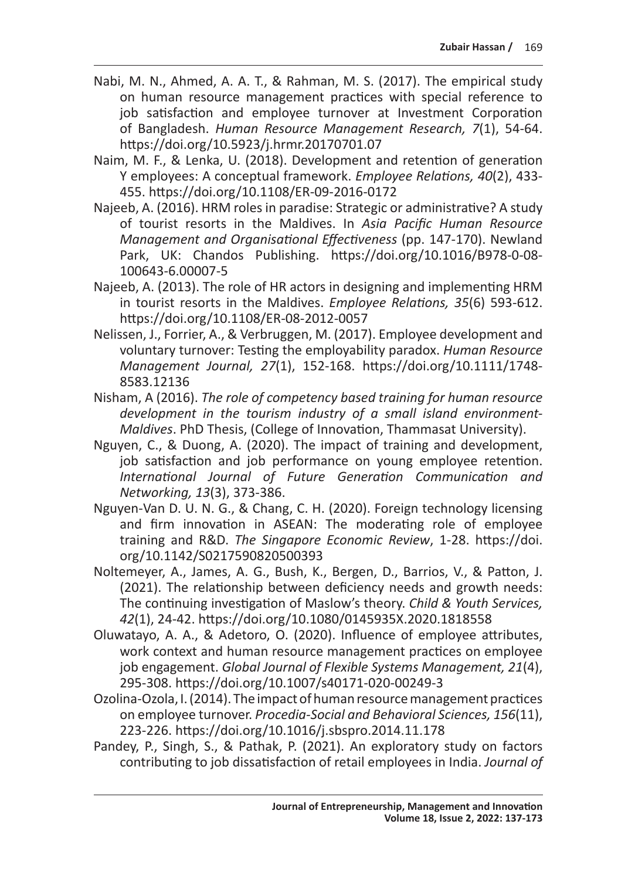Nabi, M. N., Ahmed, A. A. T., & Rahman, M. S. (2017). The empirical study on human resource management practices with special reference to job satisfaction and employee turnover at Investment Corporation of Bangladesh. *Human Resource Management Research, 7*(1), 54-64. https://doi.org/10.5923/j.hrmr.20170701.07

Naim, M. F., & Lenka, U. (2018). Development and retention of generation Y employees: A conceptual framework. *Employee Relations, 40*(2), 433-455. https://doi.org/10.1108/ER-09-2016-0172

Najeeb, A. (2016). HRM roles in paradise: Strategic or administrative? A study of tourist resorts in the Maldives. In *Asia Pacific Human Resource Management and Organisational Effectiveness* (pp. 147-170). Newland Park, UK: Chandos Publishing. https://doi.org/10.1016/B978-0-08-100643-6.00007-5

Najeeb, A. (2013). The role of HR actors in designing and implementing HRM in tourist resorts in the Maldives. *Employee Relations, 35*(6) 593-612. https://doi.org/10.1108/ER-08-2012-0057

Nelissen, J., Forrier, A., & Verbruggen, M. (2017). Employee development and voluntary turnover: Testing the employability paradox. *Human Resource Management Journal, 27*(1), 152-168. https://doi.org/10.1111/1748-8583.12136

Nisham, A (2016). *The role of competency based training for human resource development in the tourism industry of a small island environment-Maldives*. PhD Thesis, (College of Innovation, Thammasat University).

Nguyen, C., & Duong, A. (2020). The impact of training and development, job satisfaction and job performance on young employee retention. *International Journal of Future Generation Communication and Networking, 13*(3), 373-386.

Nguyen-Van D. U. N. G., & Chang, C. H. (2020). Foreign technology licensing and firm innovation in ASEAN: The moderating role of employee training and R&D. *The Singapore Economic Review*, 1-28. https://doi.org/10.1142/S0217590820500393

Noltemeyer, A., James, A. G., Bush, K., Bergen, D., Barrios, V., & Patton, J. (2021). The relationship between deficiency needs and growth needs: The continuing investigation of Maslow's theory. *Child & Youth Services, 42*(1), 24-42. https://doi.org/10.1080/0145935X.2020.1818558

Oluwatayo, A. A., & Adetoro, O. (2020). Influence of employee attributes, work context and human resource management practices on employee job engagement. *Global Journal of Flexible Systems Management, 21*(4), 295-308. https://doi.org/10.1007/s40171-020-00249-3

Ozolina-Ozola, I. (2014). The impact of human resource management practices on employee turnover. *Procedia-Social and Behavioral Sciences, 156*(11), 223-226. https://doi.org/10.1016/j.sbspro.2014.11.178

Pandey, P., Singh, S., & Pathak, P. (2021). An exploratory study on factors contributing to job dissatisfaction of retail employees in India. *Journal of*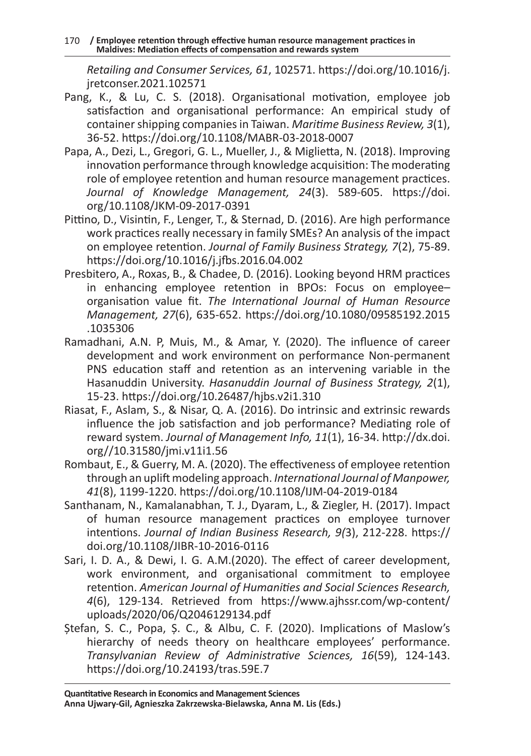*Retailing and Consumer Services, 61*, 102571. https://doi.org/10.1016/j.jretconser.2021.102571

Pang, K., & Lu, C. S. (2018). Organisational motivation, employee job satisfaction and organisational performance: An empirical study of container shipping companies in Taiwan. *Maritime Business Review, 3*(1), 36-52. https://doi.org/10.1108/MABR-03-2018-0007

Papa, A., Dezi, L., Gregori, G. L., Mueller, J., & Miglietta, N. (2018). Improving innovation performance through knowledge acquisition: The moderating role of employee retention and human resource management practices. *Journal of Knowledge Management, 24*(3). 589-605. https://doi.org/10.1108/JKM-09-2017-0391

Pittino, D., Visintin, F., Lenger, T., & Sternad, D. (2016). Are high performance work practices really necessary in family SMEs? An analysis of the impact on employee retention. *Journal of Family Business Strategy, 7*(2), 75-89. https://doi.org/10.1016/j.jfbs.2016.04.002

Presbitero, A., Roxas, B., & Chadee, D. (2016). Looking beyond HRM practices in enhancing employee retention in BPOs: Focus on employee–organisation value fit. *The International Journal of Human Resource Management, 27*(6), 635-652. https://doi.org/10.1080/09585192.2015.1035306

Ramadhani, A.N. P, Muis, M., & Amar, Y. (2020). The influence of career development and work environment on performance Non-permanent PNS education staff and retention as an intervening variable in the Hasanuddin University. *Hasanuddin Journal of Business Strategy, 2*(1), 15-23. https://doi.org/10.26487/hjbs.v2i1.310

Riasat, F., Aslam, S., & Nisar, Q. A. (2016). Do intrinsic and extrinsic rewards influence the job satisfaction and job performance? Mediating role of reward system. *Journal of Management Info, 11*(1), 16-34. http://dx.doi.org//10.31580/jmi.v11i1.56

Rombaut, E., & Guerry, M. A. (2020). The effectiveness of employee retention through an uplift modeling approach. *International Journal of Manpower, 41*(8), 1199-1220. https://doi.org/10.1108/IJM-04-2019-0184

Santhanam, N., Kamalanabhan, T. J., Dyaram, L., & Ziegler, H. (2017). Impact of human resource management practices on employee turnover intentions. *Journal of Indian Business Research, 9(*3), 212-228. https://doi.org/10.1108/JIBR-10-2016-0116

Sari, I. D. A., & Dewi, I. G. A.M.(2020). The effect of career development, work environment, and organisational commitment to employee retention. *American Journal of Humanities and Social Sciences Research, 4*(6), 129-134. Retrieved from https://www.ajhssr.com/wp-content/uploads/2020/06/Q2046129134.pdf

Ștefan, S. C., Popa, Ș. C., & Albu, C. F. (2020). Implications of Maslow's hierarchy of needs theory on healthcare employees' performance. *Transylvanian Review of Administrative Sciences, 16*(59), 124-143. https://doi.org/10.24193/tras.59E.7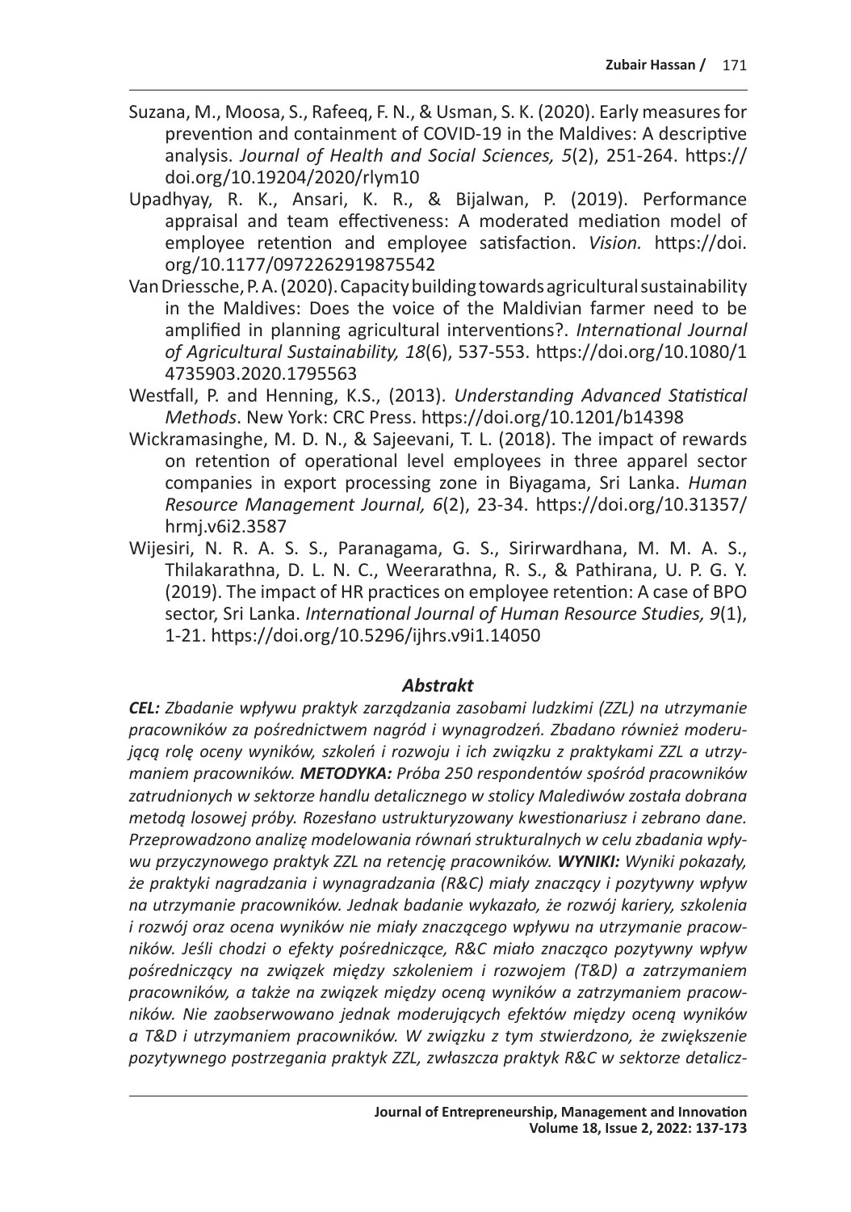Suzana, M., Moosa, S., Rafeeq, F. N., & Usman, S. K. (2020). Early measures for prevention and containment of COVID-19 in the Maldives: A descriptive analysis. *Journal of Health and Social Sciences, 5*(2), 251-264. https://doi.org/10.19204/2020/rlym10

Upadhyay, R. K., Ansari, K. R., & Bijalwan, P. (2019). Performance appraisal and team effectiveness: A moderated mediation model of employee retention and employee satisfaction. *Vision.* https://doi.org/10.1177/0972262919875542

Van Driessche, P. A. (2020). Capacity building towards agricultural sustainability in the Maldives: Does the voice of the Maldivian farmer need to be amplified in planning agricultural interventions?. *International Journal of Agricultural Sustainability, 18*(6), 537-553. https://doi.org/10.1080/14735903.2020.1795563

Westfall, P. and Henning, K.S., (2013). *Understanding Advanced Statistical Methods*. New York: CRC Press. https://doi.org/10.1201/b14398

Wickramasinghe, M. D. N., & Sajeevani, T. L. (2018). The impact of rewards on retention of operational level employees in three apparel sector companies in export processing zone in Biyagama, Sri Lanka. *Human Resource Management Journal, 6*(2), 23-34. https://doi.org/10.31357/hrmj.v6i2.3587

Wijesiri, N. R. A. S. S., Paranagama, G. S., Sirirwardhana, M. M. A. S., Thilakarathna, D. L. N. C., Weerarathna, R. S., & Pathirana, U. P. G. Y. (2019). The impact of HR practices on employee retention: A case of BPO sector, Sri Lanka. *International Journal of Human Resource Studies, 9*(1), 1-21. https://doi.org/10.5296/ijhrs.v9i1.14050

### *Abstrakt*

***CEL:*** *Zbadanie wpływu praktyk zarządzania zasobami ludzkimi (ZZL) na utrzymanie pracowników za pośrednictwem nagród i wynagrodzeń. Zbadano również moderującą rolę oceny wyników, szkoleń i rozwoju i ich związku z praktykami ZZL a utrzymaniem pracowników.* ***METODYKA:*** *Próba 250 respondentów spośród pracowników zatrudnionych w sektorze handlu detalicznego w stolicy Malediwów została dobrana metodą losowej próby. Rozesłano ustrukturyzowany kwestionariusz i zebrano dane. Przeprowadzono analizę modelowania równań strukturalnych w celu zbadania wpływu przyczynowego praktyk ZZL na retencję pracowników.* ***WYNIKI:*** *Wyniki pokazały, że praktyki nagradzania i wynagradzania (R&C) miały znaczący i pozytywny wpływ na utrzymanie pracowników. Jednak badanie wykazało, że rozwój kariery, szkolenia i rozwój oraz ocena wyników nie miały znaczącego wpływu na utrzymanie pracowników. Jeśli chodzi o efekty pośredniczące, R&C miało znacząco pozytywny wpływ pośredniczący na związek między szkoleniem i rozwojem (T&D) a zatrzymaniem pracowników, a także na związek między oceną wyników a zatrzymaniem pracowników. Nie zaobserwowano jednak moderujących efektów między oceną wyników a T&D i utrzymaniem pracowników. W związku z tym stwierdzono, że zwiększenie pozytywnego postrzegania praktyk ZZL, zwłaszcza praktyk R&C w sektorze detalicz-*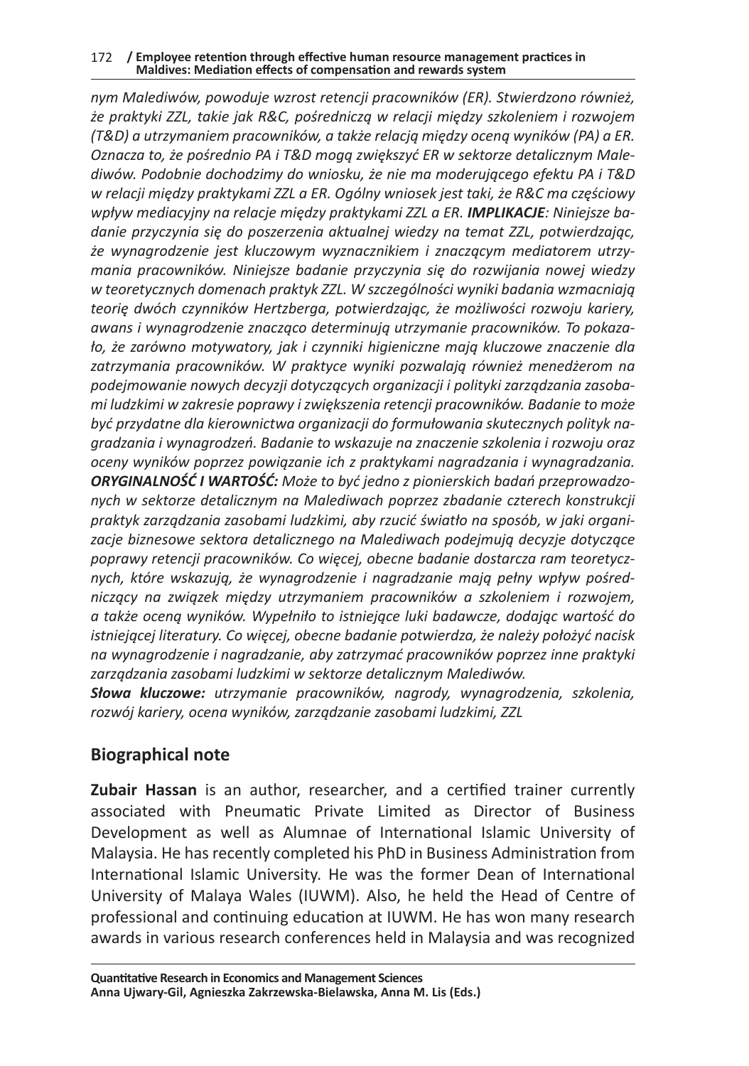*nym Malediwów, powoduje wzrost retencji pracowników (ER). Stwierdzono również, że praktyki ZZL, takie jak R&C, pośredniczą w relacji między szkoleniem i rozwojem (T&D) a utrzymaniem pracowników, a także relacją między oceną wyników (PA) a ER. Oznacza to, że pośrednio PA i T&D mogą zwiększyć ER w sektorze detalicznym Malediwów. Podobnie dochodzimy do wniosku, że nie ma moderującego efektu PA i T&D w relacji między praktykami ZZL a ER. Ogólny wniosek jest taki, że R&C ma częściowy wpływ mediacyjny na relacje między praktykami ZZL a ER.* ***IMPLIKACJE****: Niniejsze badanie przyczynia się do poszerzenia aktualnej wiedzy na temat ZZL, potwierdzając, że wynagrodzenie jest kluczowym wyznacznikiem i znaczącym mediatorem utrzymania pracowników. Niniejsze badanie przyczynia się do rozwijania nowej wiedzy w teoretycznych domenach praktyk ZZL. W szczególności wyniki badania wzmacniają teorię dwóch czynników Hertzberga, potwierdzając, że możliwości rozwoju kariery, awans i wynagrodzenie znacząco determinują utrzymanie pracowników. To pokazało, że zarówno motywatory, jak i czynniki higieniczne mają kluczowe znaczenie dla zatrzymania pracowników. W praktyce wyniki pozwalają również menedżerom na podejmowanie nowych decyzji dotyczących organizacji i polityki zarządzania zasobami ludzkimi w zakresie poprawy i zwiększenia retencji pracowników. Badanie to może być przydatne dla kierownictwa organizacji do formułowania skutecznych polityk nagradzania i wynagrodzeń. Badanie to wskazuje na znaczenie szkolenia i rozwoju oraz oceny wyników poprzez powiązanie ich z praktykami nagradzania i wynagradzania.* ***ORYGINALNOŚĆ I WARTOŚĆ:*** *Może to być jedno z pionierskich badań przeprowadzonych w sektorze detalicznym na Malediwach poprzez zbadanie czterech konstrukcji praktyk zarządzania zasobami ludzkimi, aby rzucić światło na sposób, w jaki organizacje biznesowe sektora detalicznego na Malediwach podejmują decyzje dotyczące poprawy retencji pracowników. Co więcej, obecne badanie dostarcza ram teoretycznych, które wskazują, że wynagrodzenie i nagradzanie mają pełny wpływ pośredniczący na związek między utrzymaniem pracowników a szkoleniem i rozwojem, a także oceną wyników. Wypełniło to istniejące luki badawcze, dodając wartość do istniejącej literatury. Co więcej, obecne badanie potwierdza, że należy położyć nacisk na wynagrodzenie i nagradzanie, aby zatrzymać pracowników poprzez inne praktyki zarządzania zasobami ludzkimi w sektorze detalicznym Malediwów.*

***Słowa kluczowe:*** *utrzymanie pracowników, nagrody, wynagrodzenia, szkolenia, rozwój kariery, ocena wyników, zarządzanie zasobami ludzkimi, ZZL*

## Biographical note

**Zubair Hassan** is an author, researcher, and a certified trainer currently associated with Pneumatic Private Limited as Director of Business Development as well as Alumnae of International Islamic University of Malaysia. He has recently completed his PhD in Business Administration from International Islamic University. He was the former Dean of International University of Malaya Wales (IUWM). Also, he held the Head of Centre of professional and continuing education at IUWM. He has won many research awards in various research conferences held in Malaysia and was recognized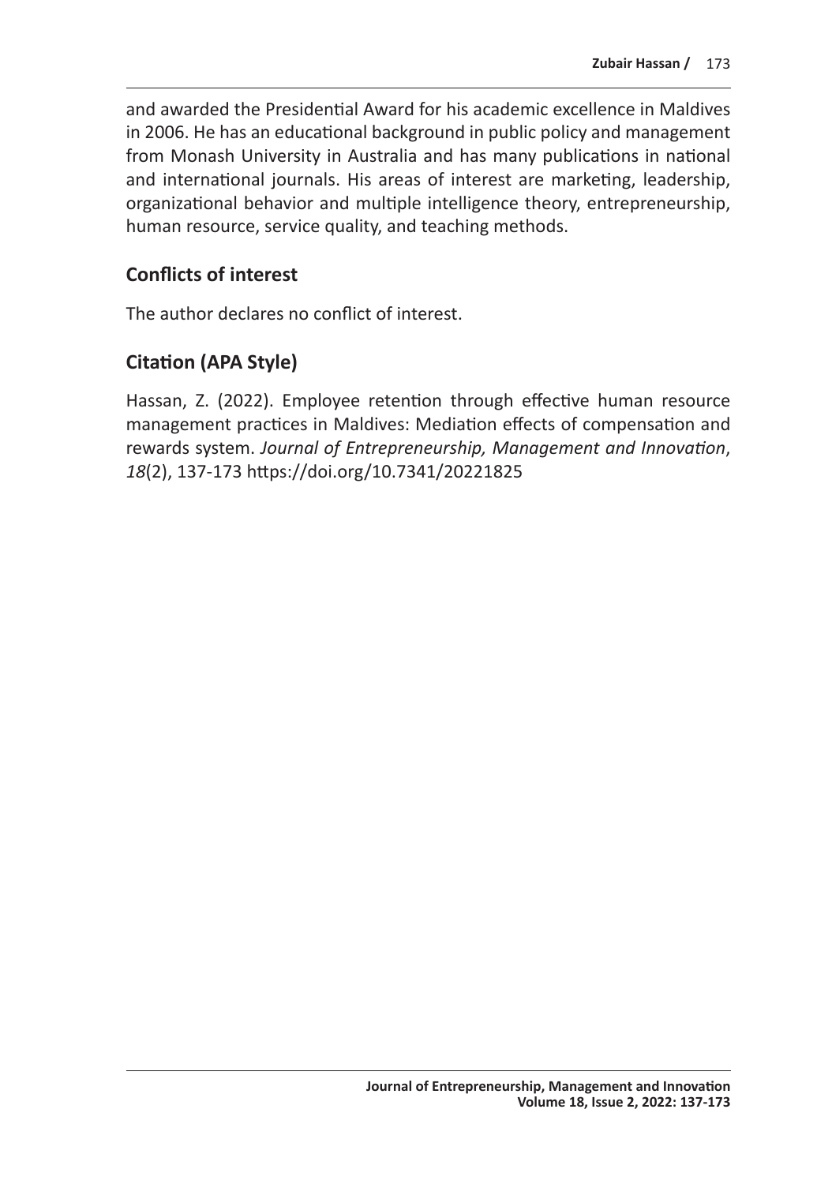and awarded the Presidential Award for his academic excellence in Maldives in 2006. He has an educational background in public policy and management from Monash University in Australia and has many publications in national and international journals. His areas of interest are marketing, leadership, organizational behavior and multiple intelligence theory, entrepreneurship, human resource, service quality, and teaching methods.

## Conflicts of interest

The author declares no conflict of interest.

## Citation (APA Style)

Hassan, Z. (2022). Employee retention through effective human resource management practices in Maldives: Mediation effects of compensation and rewards system. *Journal of Entrepreneurship, Management and Innovation*, *18*(2), 137-173 https://doi.org/10.7341/20221825